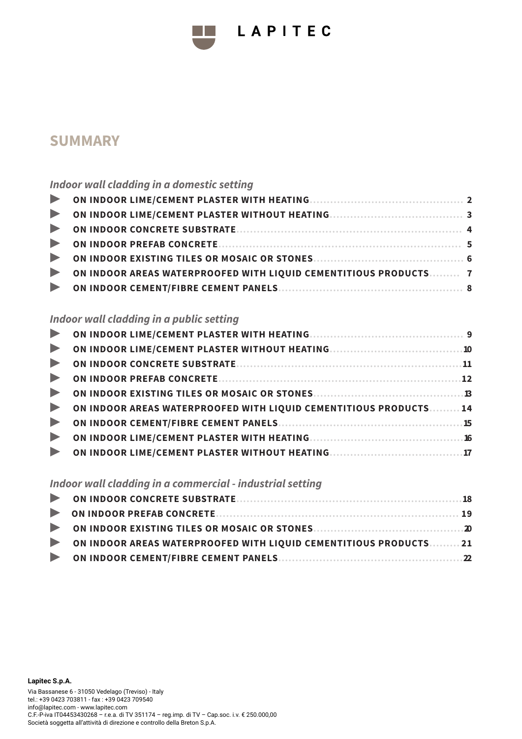# LAPITEC

## SUMMARY

### *Indoor wall cladding in a domestic setting*

- **ON INDOOR LIME/CEMENT PLASTER WITH HEATING** ........ 2
- **ON INDOOR LIME/CEMENT PLASTER WITHOUT HEATING** ........ 3
- **ON INDOOR CONCRETE SUBSTRATE** ........ 4
- **ON INDOOR PREFAB CONCRETE** ........ 5
- **ON INDOOR EXISTING TILES OR MOSAIC OR STONES** ........ 6
- **ON INDOOR AREAS WATERPROOFED WITH LIQUID CEMENTITIOUS PRODUCTS** ........ 7
- **ON INDOOR CEMENT/FIBRE CEMENT PANELS** ........ 8

### *Indoor wall cladding in a public setting*

- **ON INDOOR LIME/CEMENT PLASTER WITH HEATING** ........ 9
- **ON INDOOR LIME/CEMENT PLASTER WITHOUT HEATING** ........ 10
- **ON INDOOR CONCRETE SUBSTRATE** ........ 11
- **ON INDOOR PREFAB CONCRETE** ........ 12
- **ON INDOOR EXISTING TILES OR MOSAIC OR STONES** ........ 13
- **ON INDOOR AREAS WATERPROOFED WITH LIQUID CEMENTITIOUS PRODUCTS** ........ 14
- **ON INDOOR CEMENT/FIBRE CEMENT PANELS** ........ 15
- **ON INDOOR LIME/CEMENT PLASTER WITH HEATING** ........ 16
- **ON INDOOR LIME/CEMENT PLASTER WITHOUT HEATING** ........ 17

### *Indoor wall cladding in a commercial - industrial setting*

- **ON INDOOR CONCRETE SUBSTRATE** ........ 18
- **ON INDOOR PREFAB CONCRETE** ........ 19
- **ON INDOOR EXISTING TILES OR MOSAIC OR STONES** ........ 20
- **ON INDOOR AREAS WATERPROOFED WITH LIQUID CEMENTITIOUS PRODUCTS** ........ 21
- **ON INDOOR CEMENT/FIBRE CEMENT PANELS** ........ 22

**Lapitec S.p.A.**

Via Bassanese 6 - 31050 Vedelago (Treviso) - Italy
tel.: +39 0423 703811 - fax : +39 0423 709540
info@lapitec.com - www.lapitec.com
C.F.-P-iva IT04453430268 – r.e.a. di TV 351174 – reg.imp. di TV – Cap.soc. i.v. € 250.000,00
Società soggetta all'attività di direzione e controllo della Breton S.p.A.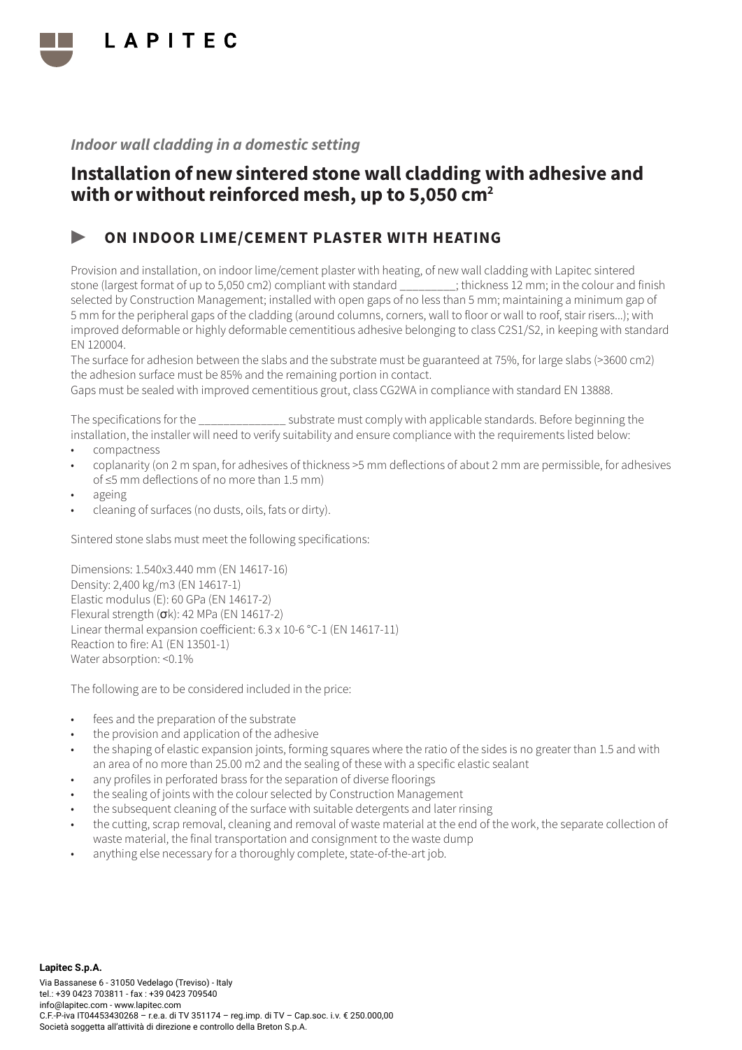*Indoor wall cladding in a domestic setting*

# Installation of new sintered stone wall cladding with adhesive and with or without reinforced mesh, up to 5,050 cm²

## ▶ ON INDOOR LIME/CEMENT PLASTER WITH HEATING

Provision and installation, on indoor lime/cement plaster with heating, of new wall cladding with Lapitec sintered stone (largest format of up to 5,050 cm2) compliant with standard _________; thickness 12 mm; in the colour and finish selected by Construction Management; installed with open gaps of no less than 5 mm; maintaining a minimum gap of 5 mm for the peripheral gaps of the cladding (around columns, corners, wall to floor or wall to roof, stair risers...); with improved deformable or highly deformable cementitious adhesive belonging to class C2S1/S2, in keeping with standard EN 120004.

The surface for adhesion between the slabs and the substrate must be guaranteed at 75%, for large slabs (>3600 cm2) the adhesion surface must be 85% and the remaining portion in contact.

Gaps must be sealed with improved cementitious grout, class CG2WA in compliance with standard EN 13888.

The specifications for the ______________ substrate must comply with applicable standards. Before beginning the installation, the installer will need to verify suitability and ensure compliance with the requirements listed below:

- compactness
- coplanarity (on 2 m span, for adhesives of thickness >5 mm deflections of about 2 mm are permissible, for adhesives of ≤5 mm deflections of no more than 1.5 mm)
- ageing
- cleaning of surfaces (no dusts, oils, fats or dirty).

Sintered stone slabs must meet the following specifications:

Dimensions: 1.540x3.440 mm (EN 14617-16)
Density: 2,400 kg/m3 (EN 14617-1)
Elastic modulus (E): 60 GPa (EN 14617-2)
Flexural strength ($\sigma$k): 42 MPa (EN 14617-2)
Linear thermal expansion coefficient: 6.3 x 10-6 °C-1 (EN 14617-11)
Reaction to fire: A1 (EN 13501-1)
Water absorption: <0.1%

The following are to be considered included in the price:

- fees and the preparation of the substrate
- the provision and application of the adhesive
- the shaping of elastic expansion joints, forming squares where the ratio of the sides is no greater than 1.5 and with an area of no more than 25.00 m2 and the sealing of these with a specific elastic sealant
- any profiles in perforated brass for the separation of diverse floorings
- the sealing of joints with the colour selected by Construction Management
- the subsequent cleaning of the surface with suitable detergents and later rinsing
- the cutting, scrap removal, cleaning and removal of waste material at the end of the work, the separate collection of waste material, the final transportation and consignment to the waste dump
- anything else necessary for a thoroughly complete, state-of-the-art job.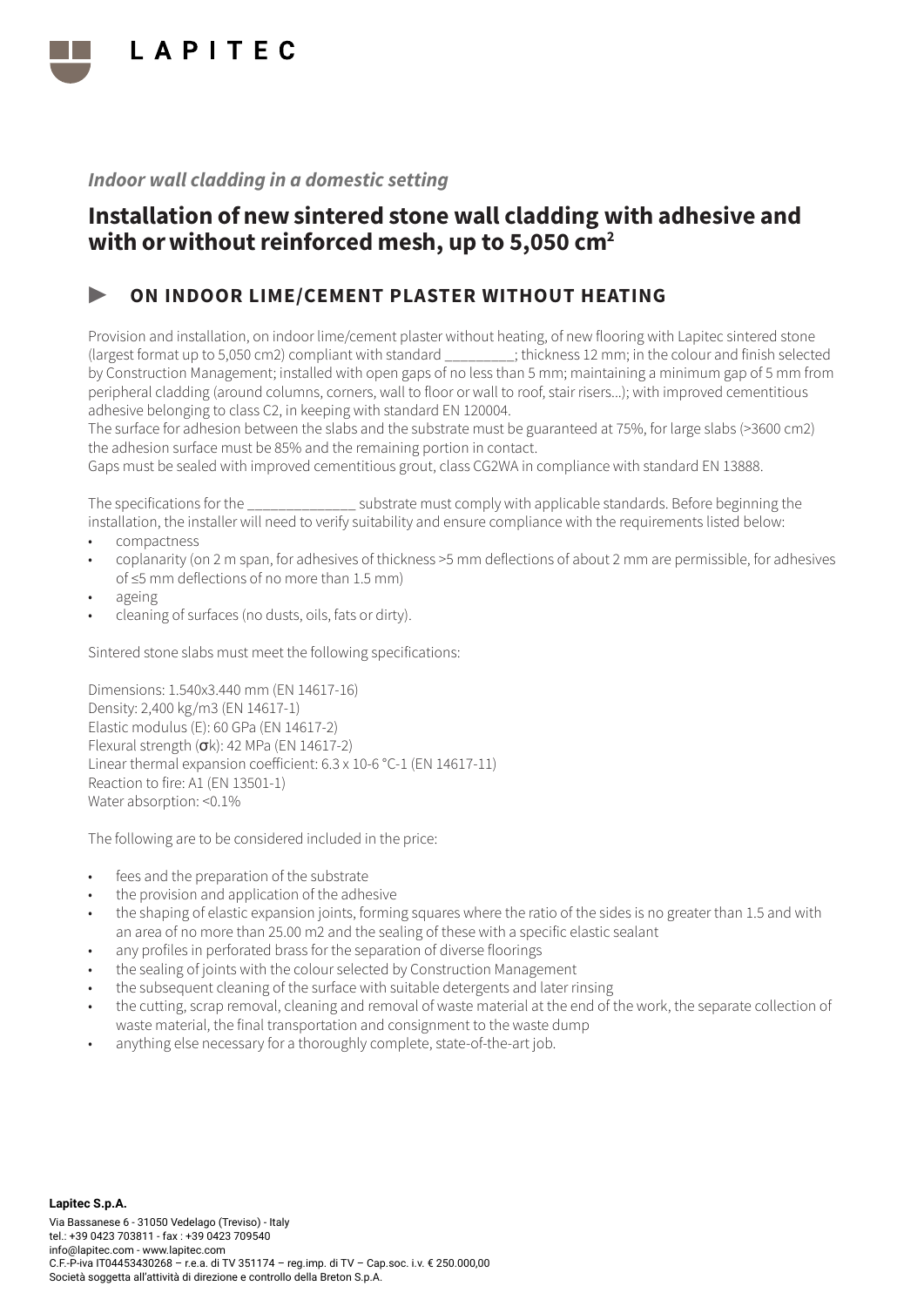*Indoor wall cladding in a domestic setting*

# Installation of new sintered stone wall cladding with adhesive and with or without reinforced mesh, up to 5,050 cm$^2$

## ▶ ON INDOOR LIME/CEMENT PLASTER WITHOUT HEATING

Provision and installation, on indoor lime/cement plaster without heating, of new flooring with Lapitec sintered stone (largest format up to 5,050 cm2) compliant with standard _________; thickness 12 mm; in the colour and finish selected by Construction Management; installed with open gaps of no less than 5 mm; maintaining a minimum gap of 5 mm from peripheral cladding (around columns, corners, wall to floor or wall to roof, stair risers...); with improved cementitious adhesive belonging to class C2, in keeping with standard EN 120004.
The surface for adhesion between the slabs and the substrate must be guaranteed at 75%, for large slabs (>3600 cm2) the adhesion surface must be 85% and the remaining portion in contact.
Gaps must be sealed with improved cementitious grout, class CG2WA in compliance with standard EN 13888.

The specifications for the ______________ substrate must comply with applicable standards. Before beginning the installation, the installer will need to verify suitability and ensure compliance with the requirements listed below:

- compactness
- coplanarity (on 2 m span, for adhesives of thickness >5 mm deflections of about 2 mm are permissible, for adhesives of ≤5 mm deflections of no more than 1.5 mm)
- ageing
- cleaning of surfaces (no dusts, oils, fats or dirty).

Sintered stone slabs must meet the following specifications:

Dimensions: 1.540x3.440 mm (EN 14617-16)
Density: 2,400 kg/m3 (EN 14617-1)
Elastic modulus (E): 60 GPa (EN 14617-2)
Flexural strength (σk): 42 MPa (EN 14617-2)
Linear thermal expansion coefficient: 6.3 x 10-6 °C-1 (EN 14617-11)
Reaction to fire: A1 (EN 13501-1)
Water absorption: <0.1%

The following are to be considered included in the price:

- fees and the preparation of the substrate
- the provision and application of the adhesive
- the shaping of elastic expansion joints, forming squares where the ratio of the sides is no greater than 1.5 and with an area of no more than 25.00 m2 and the sealing of these with a specific elastic sealant
- any profiles in perforated brass for the separation of diverse floorings
- the sealing of joints with the colour selected by Construction Management
- the subsequent cleaning of the surface with suitable detergents and later rinsing
- the cutting, scrap removal, cleaning and removal of waste material at the end of the work, the separate collection of waste material, the final transportation and consignment to the waste dump
- anything else necessary for a thoroughly complete, state-of-the-art job.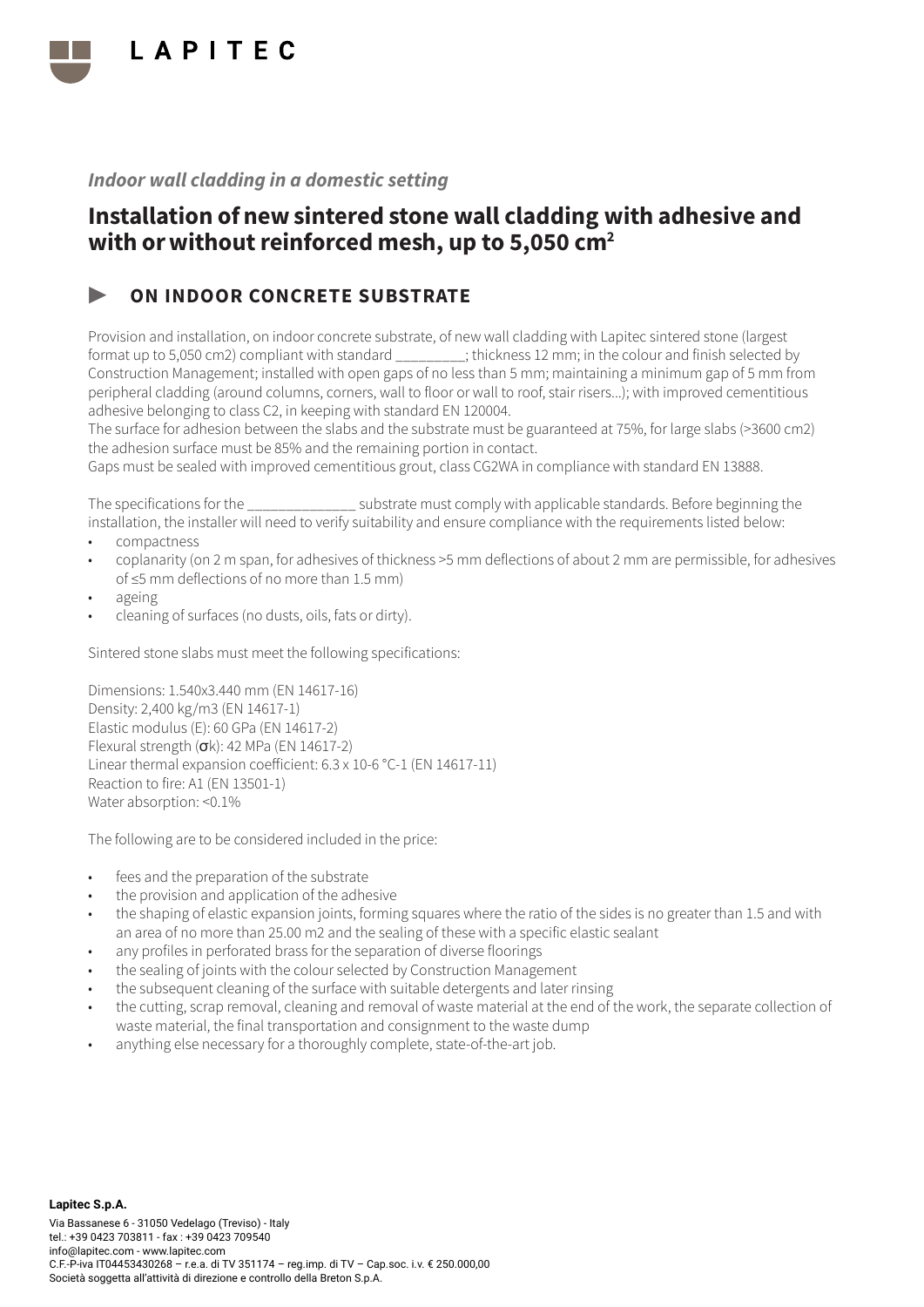# LAPITEC

*Indoor wall cladding in a domestic setting*

## Installation of new sintered stone wall cladding with adhesive and with or without reinforced mesh, up to 5,050 cm$^2$

### ▶ ON INDOOR CONCRETE SUBSTRATE

Provision and installation, on indoor concrete substrate, of new wall cladding with Lapitec sintered stone (largest format up to 5,050 cm2) compliant with standard _________; thickness 12 mm; in the colour and finish selected by Construction Management; installed with open gaps of no less than 5 mm; maintaining a minimum gap of 5 mm from peripheral cladding (around columns, corners, wall to floor or wall to roof, stair risers...); with improved cementitious adhesive belonging to class C2, in keeping with standard EN 120004.
The surface for adhesion between the slabs and the substrate must be guaranteed at 75%, for large slabs (>3600 cm2) the adhesion surface must be 85% and the remaining portion in contact.
Gaps must be sealed with improved cementitious grout, class CG2WA in compliance with standard EN 13888.

The specifications for the ______________ substrate must comply with applicable standards. Before beginning the installation, the installer will need to verify suitability and ensure compliance with the requirements listed below:

- compactness
- coplanarity (on 2 m span, for adhesives of thickness >5 mm deflections of about 2 mm are permissible, for adhesives of ≤5 mm deflections of no more than 1.5 mm)
- ageing
- cleaning of surfaces (no dusts, oils, fats or dirty).

Sintered stone slabs must meet the following specifications:

Dimensions: 1.540x3.440 mm (EN 14617-16)
Density: 2,400 kg/m3 (EN 14617-1)
Elastic modulus (E): 60 GPa (EN 14617-2)
Flexural strength (σk): 42 MPa (EN 14617-2)
Linear thermal expansion coefficient: 6.3 x 10-6 °C-1 (EN 14617-11)
Reaction to fire: A1 (EN 13501-1)
Water absorption: <0.1%

The following are to be considered included in the price:

- fees and the preparation of the substrate
- the provision and application of the adhesive
- the shaping of elastic expansion joints, forming squares where the ratio of the sides is no greater than 1.5 and with an area of no more than 25.00 m2 and the sealing of these with a specific elastic sealant
- any profiles in perforated brass for the separation of diverse floorings
- the sealing of joints with the colour selected by Construction Management
- the subsequent cleaning of the surface with suitable detergents and later rinsing
- the cutting, scrap removal, cleaning and removal of waste material at the end of the work, the separate collection of waste material, the final transportation and consignment to the waste dump
- anything else necessary for a thoroughly complete, state-of-the-art job.

**Lapitec S.p.A.**
Via Bassanese 6 - 31050 Vedelago (Treviso) - Italy
tel.: +39 0423 703811 - fax : +39 0423 709540
info@lapitec.com - www.lapitec.com
C.F.-P.iva IT04453430268 – r.e.a. di TV 351174 – reg.imp. di TV – Cap.soc. i.v. € 250.000,00
Società soggetta all'attività di direzione e controllo della Breton S.p.A.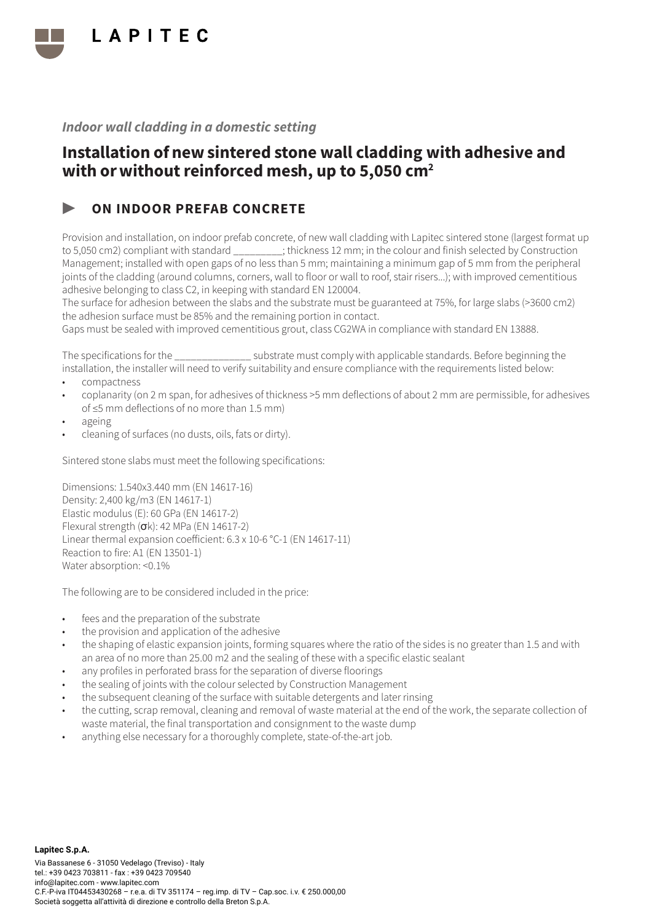*Indoor wall cladding in a domestic setting*

# Installation of new sintered stone wall cladding with adhesive and with or without reinforced mesh, up to 5,050 cm²

## ► ON INDOOR PREFAB CONCRETE

Provision and installation, on indoor prefab concrete, of new wall cladding with Lapitec sintered stone (largest format up to 5,050 cm2) compliant with standard _________; thickness 12 mm; in the colour and finish selected by Construction Management; installed with open gaps of no less than 5 mm; maintaining a minimum gap of 5 mm from the peripheral joints of the cladding (around columns, corners, wall to floor or wall to roof, stair risers…); with improved cementitious adhesive belonging to class C2, in keeping with standard EN 120004.
The surface for adhesion between the slabs and the substrate must be guaranteed at 75%, for large slabs (>3600 cm2) the adhesion surface must be 85% and the remaining portion in contact.
Gaps must be sealed with improved cementitious grout, class CG2WA in compliance with standard EN 13888.

The specifications for the ______________ substrate must comply with applicable standards. Before beginning the installation, the installer will need to verify suitability and ensure compliance with the requirements listed below:

- compactness
- coplanarity (on 2 m span, for adhesives of thickness >5 mm deflections of about 2 mm are permissible, for adhesives of ≤5 mm deflections of no more than 1.5 mm)
- ageing
- cleaning of surfaces (no dusts, oils, fats or dirty).

Sintered stone slabs must meet the following specifications:

Dimensions: 1.540x3.440 mm (EN 14617-16)
Density: 2,400 kg/m3 (EN 14617-1)
Elastic modulus (E): 60 GPa (EN 14617-2)
Flexural strength ($\sigma$k): 42 MPa (EN 14617-2)
Linear thermal expansion coefficient: 6.3 x 10-6 °C-1 (EN 14617-11)
Reaction to fire: A1 (EN 13501-1)
Water absorption: <0.1%

The following are to be considered included in the price:

- fees and the preparation of the substrate
- the provision and application of the adhesive
- the shaping of elastic expansion joints, forming squares where the ratio of the sides is no greater than 1.5 and with an area of no more than 25.00 m2 and the sealing of these with a specific elastic sealant
- any profiles in perforated brass for the separation of diverse floorings
- the sealing of joints with the colour selected by Construction Management
- the subsequent cleaning of the surface with suitable detergents and later rinsing
- the cutting, scrap removal, cleaning and removal of waste material at the end of the work, the separate collection of waste material, the final transportation and consignment to the waste dump
- anything else necessary for a thoroughly complete, state-of-the-art job.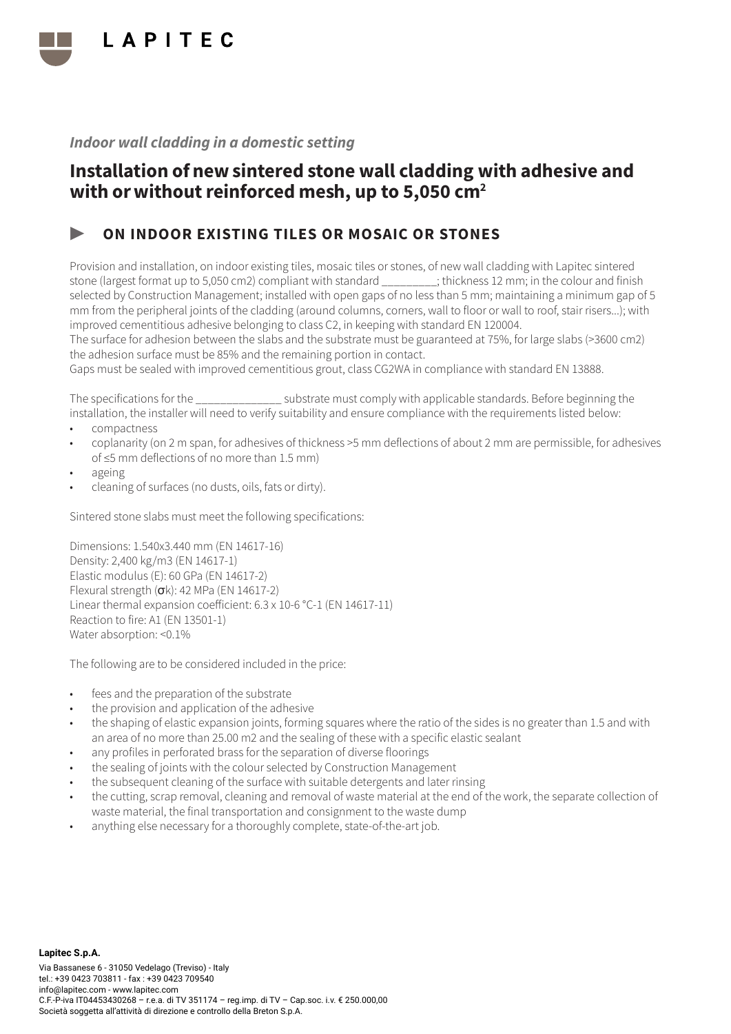*Indoor wall cladding in a domestic setting*

# Installation of new sintered stone wall cladding with adhesive and with or without reinforced mesh, up to 5,050 cm²

## ▶ ON INDOOR EXISTING TILES OR MOSAIC OR STONES

Provision and installation, on indoor existing tiles, mosaic tiles or stones, of new wall cladding with Lapitec sintered stone (largest format up to 5,050 cm2) compliant with standard _________; thickness 12 mm; in the colour and finish selected by Construction Management; installed with open gaps of no less than 5 mm; maintaining a minimum gap of 5 mm from the peripheral joints of the cladding (around columns, corners, wall to floor or wall to roof, stair risers...); with improved cementitious adhesive belonging to class C2, in keeping with standard EN 120004.
The surface for adhesion between the slabs and the substrate must be guaranteed at 75%, for large slabs (>3600 cm2) the adhesion surface must be 85% and the remaining portion in contact.
Gaps must be sealed with improved cementitious grout, class CG2WA in compliance with standard EN 13888.

The specifications for the ______________ substrate must comply with applicable standards. Before beginning the installation, the installer will need to verify suitability and ensure compliance with the requirements listed below:

- compactness
- coplanarity (on 2 m span, for adhesives of thickness >5 mm deflections of about 2 mm are permissible, for adhesives of ≤5 mm deflections of no more than 1.5 mm)
- ageing
- cleaning of surfaces (no dusts, oils, fats or dirty).

Sintered stone slabs must meet the following specifications:

Dimensions: 1.540x3.440 mm (EN 14617-16)
Density: 2,400 kg/m3 (EN 14617-1)
Elastic modulus (E): 60 GPa (EN 14617-2)
Flexural strength (σk): 42 MPa (EN 14617-2)
Linear thermal expansion coefficient: 6.3 x 10-6 °C-1 (EN 14617-11)
Reaction to fire: A1 (EN 13501-1)
Water absorption: <0.1%

The following are to be considered included in the price:

- fees and the preparation of the substrate
- the provision and application of the adhesive
- the shaping of elastic expansion joints, forming squares where the ratio of the sides is no greater than 1.5 and with an area of no more than 25.00 m2 and the sealing of these with a specific elastic sealant
- any profiles in perforated brass for the separation of diverse floorings
- the sealing of joints with the colour selected by Construction Management
- the subsequent cleaning of the surface with suitable detergents and later rinsing
- the cutting, scrap removal, cleaning and removal of waste material at the end of the work, the separate collection of waste material, the final transportation and consignment to the waste dump
- anything else necessary for a thoroughly complete, state-of-the-art job.

**Lapitec S.p.A.**
Via Bassanese 6 - 31050 Vedelago (Treviso) - Italy
tel.: +39 0423 703811 - fax : +39 0423 709540
info@lapitec.com - www.lapitec.com
C.F.-P.iva IT04453430268 – r.e.a. di TV 351174 – reg.imp. di TV – Cap.soc. i.v. € 250.000,00
Società soggetta all'attività di direzione e controllo della Breton S.p.A.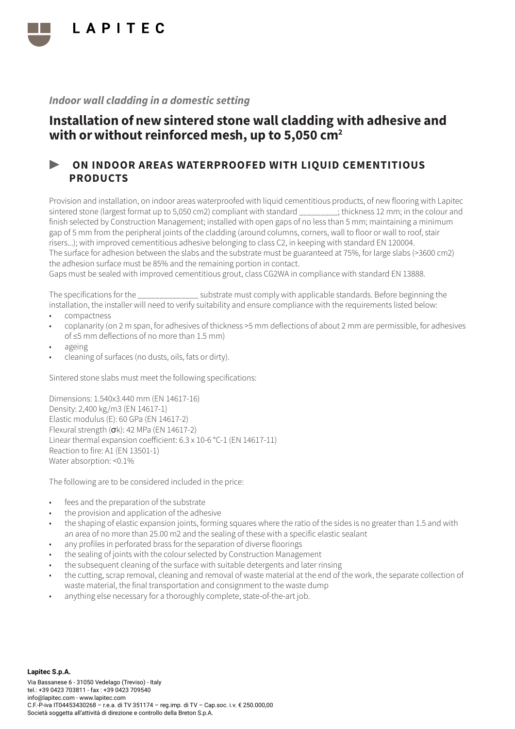*Indoor wall cladding in a domestic setting*

# Installation of new sintered stone wall cladding with adhesive and with or without reinforced mesh, up to 5,050 cm$^2$

## ▶ ON INDOOR AREAS WATERPROOFED WITH LIQUID CEMENTITIOUS PRODUCTS

Provision and installation, on indoor areas waterproofed with liquid cementitious products, of new flooring with Lapitec sintered stone (largest format up to 5,050 cm2) compliant with standard _________; thickness 12 mm; in the colour and finish selected by Construction Management; installed with open gaps of no less than 5 mm; maintaining a minimum gap of 5 mm from the peripheral joints of the cladding (around columns, corners, wall to floor or wall to roof, stair risers...); with improved cementitious adhesive belonging to class C2, in keeping with standard EN 120004.
The surface for adhesion between the slabs and the substrate must be guaranteed at 75%, for large slabs (>3600 cm2) the adhesion surface must be 85% and the remaining portion in contact.
Gaps must be sealed with improved cementitious grout, class CG2WA in compliance with standard EN 13888.

The specifications for the ______________ substrate must comply with applicable standards. Before beginning the installation, the installer will need to verify suitability and ensure compliance with the requirements listed below:

- compactness
- coplanarity (on 2 m span, for adhesives of thickness >5 mm deflections of about 2 mm are permissible, for adhesives of ≤5 mm deflections of no more than 1.5 mm)
- ageing
- cleaning of surfaces (no dusts, oils, fats or dirty).

Sintered stone slabs must meet the following specifications:

Dimensions: 1.540x3.440 mm (EN 14617-16)
Density: 2,400 kg/m3 (EN 14617-1)
Elastic modulus (E): 60 GPa (EN 14617-2)
Flexural strength (σk): 42 MPa (EN 14617-2)
Linear thermal expansion coefficient: 6.3 x 10-6 °C-1 (EN 14617-11)
Reaction to fire: A1 (EN 13501-1)
Water absorption: <0.1%

The following are to be considered included in the price:

- fees and the preparation of the substrate
- the provision and application of the adhesive
- the shaping of elastic expansion joints, forming squares where the ratio of the sides is no greater than 1.5 and with an area of no more than 25.00 m2 and the sealing of these with a specific elastic sealant
- any profiles in perforated brass for the separation of diverse floorings
- the sealing of joints with the colour selected by Construction Management
- the subsequent cleaning of the surface with suitable detergents and later rinsing
- the cutting, scrap removal, cleaning and removal of waste material at the end of the work, the separate collection of waste material, the final transportation and consignment to the waste dump
- anything else necessary for a thoroughly complete, state-of-the-art job.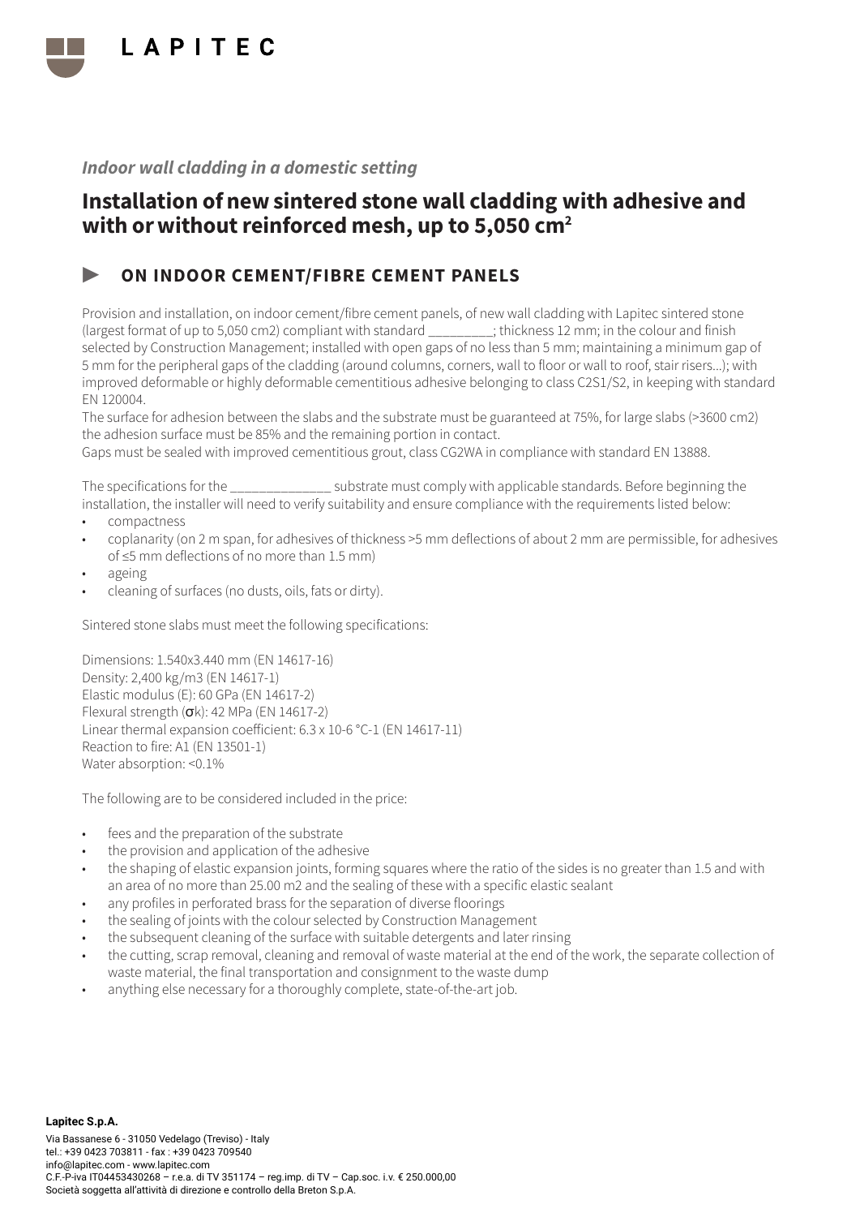*Indoor wall cladding in a domestic setting*

# Installation of new sintered stone wall cladding with adhesive and with or without reinforced mesh, up to 5,050 cm²

## ▶ ON INDOOR CEMENT/FIBRE CEMENT PANELS

Provision and installation, on indoor cement/fibre cement panels, of new wall cladding with Lapitec sintered stone (largest format of up to 5,050 cm2) compliant with standard _________; thickness 12 mm; in the colour and finish selected by Construction Management; installed with open gaps of no less than 5 mm; maintaining a minimum gap of 5 mm for the peripheral gaps of the cladding (around columns, corners, wall to floor or wall to roof, stair risers...); with improved deformable or highly deformable cementitious adhesive belonging to class C2S1/S2, in keeping with standard EN 120004.
The surface for adhesion between the slabs and the substrate must be guaranteed at 75%, for large slabs (>3600 cm2) the adhesion surface must be 85% and the remaining portion in contact.
Gaps must be sealed with improved cementitious grout, class CG2WA in compliance with standard EN 13888.

The specifications for the ______________ substrate must comply with applicable standards. Before beginning the installation, the installer will need to verify suitability and ensure compliance with the requirements listed below:

- compactness
- coplanarity (on 2 m span, for adhesives of thickness >5 mm deflections of about 2 mm are permissible, for adhesives of ≤5 mm deflections of no more than 1.5 mm)
- ageing
- cleaning of surfaces (no dusts, oils, fats or dirty).

Sintered stone slabs must meet the following specifications:

Dimensions: 1.540x3.440 mm (EN 14617-16)
Density: 2,400 kg/m3 (EN 14617-1)
Elastic modulus (E): 60 GPa (EN 14617-2)
Flexural strength ($\sigma k$): 42 MPa (EN 14617-2)
Linear thermal expansion coefficient: 6.3 x 10-6 °C-1 (EN 14617-11)
Reaction to fire: A1 (EN 13501-1)
Water absorption: <0.1%

The following are to be considered included in the price:

- fees and the preparation of the substrate
- the provision and application of the adhesive
- the shaping of elastic expansion joints, forming squares where the ratio of the sides is no greater than 1.5 and with an area of no more than 25.00 m2 and the sealing of these with a specific elastic sealant
- any profiles in perforated brass for the separation of diverse floorings
- the sealing of joints with the colour selected by Construction Management
- the subsequent cleaning of the surface with suitable detergents and later rinsing
- the cutting, scrap removal, cleaning and removal of waste material at the end of the work, the separate collection of waste material, the final transportation and consignment to the waste dump
- anything else necessary for a thoroughly complete, state-of-the-art job.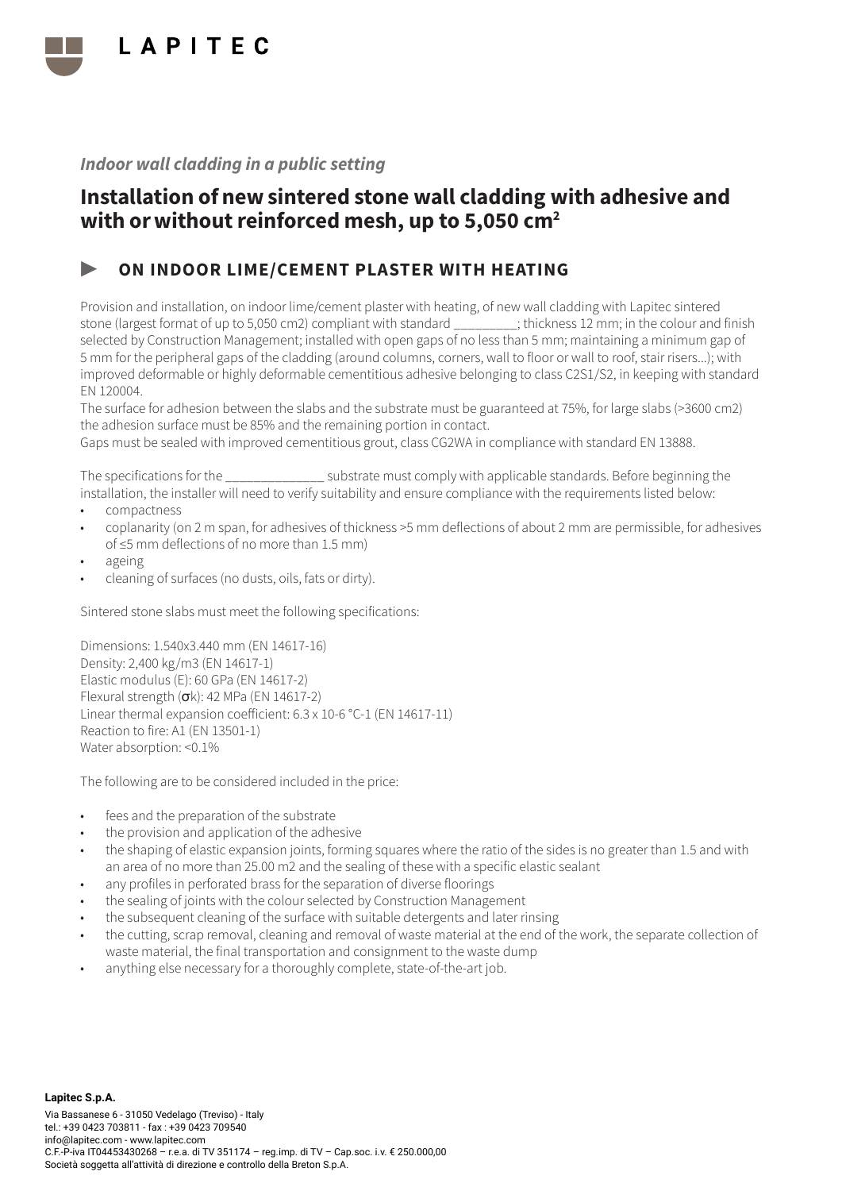*Indoor wall cladding in a public setting*

# Installation of new sintered stone wall cladding with adhesive and with or without reinforced mesh, up to 5,050 cm$^2$

## ▶ ON INDOOR LIME/CEMENT PLASTER WITH HEATING

Provision and installation, on indoor lime/cement plaster with heating, of new wall cladding with Lapitec sintered stone (largest format of up to 5,050 cm2) compliant with standard _________; thickness 12 mm; in the colour and finish selected by Construction Management; installed with open gaps of no less than 5 mm; maintaining a minimum gap of 5 mm for the peripheral gaps of the cladding (around columns, corners, wall to floor or wall to roof, stair risers...); with improved deformable or highly deformable cementitious adhesive belonging to class C2S1/S2, in keeping with standard EN 120004.
The surface for adhesion between the slabs and the substrate must be guaranteed at 75%, for large slabs (>3600 cm2) the adhesion surface must be 85% and the remaining portion in contact.
Gaps must be sealed with improved cementitious grout, class CG2WA in compliance with standard EN 13888.

The specifications for the ______________ substrate must comply with applicable standards. Before beginning the installation, the installer will need to verify suitability and ensure compliance with the requirements listed below:

- compactness
- coplanarity (on 2 m span, for adhesives of thickness >5 mm deflections of about 2 mm are permissible, for adhesives of ≤5 mm deflections of no more than 1.5 mm)
- ageing
- cleaning of surfaces (no dusts, oils, fats or dirty).

Sintered stone slabs must meet the following specifications:

Dimensions: 1.540x3.440 mm (EN 14617-16)
Density: 2,400 kg/m3 (EN 14617-1)
Elastic modulus (E): 60 GPa (EN 14617-2)
Flexural strength ($\sigma$k): 42 MPa (EN 14617-2)
Linear thermal expansion coefficient: 6.3 x 10-6 °C-1 (EN 14617-11)
Reaction to fire: A1 (EN 13501-1)
Water absorption: <0.1%

The following are to be considered included in the price:

- fees and the preparation of the substrate
- the provision and application of the adhesive
- the shaping of elastic expansion joints, forming squares where the ratio of the sides is no greater than 1.5 and with an area of no more than 25.00 m2 and the sealing of these with a specific elastic sealant
- any profiles in perforated brass for the separation of diverse floorings
- the sealing of joints with the colour selected by Construction Management
- the subsequent cleaning of the surface with suitable detergents and later rinsing
- the cutting, scrap removal, cleaning and removal of waste material at the end of the work, the separate collection of waste material, the final transportation and consignment to the waste dump
- anything else necessary for a thoroughly complete, state-of-the-art job.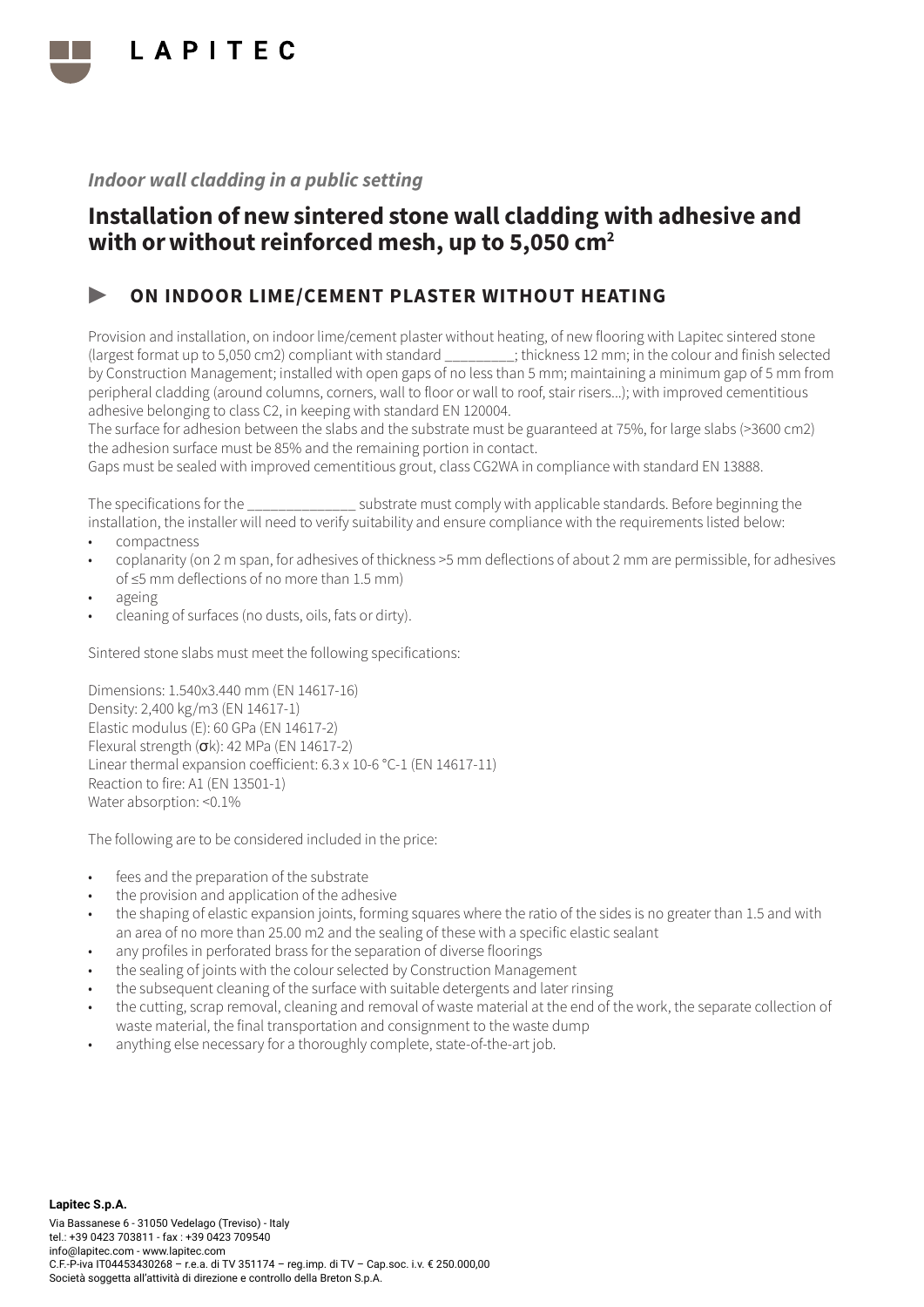*Indoor wall cladding in a public setting*

# Installation of new sintered stone wall cladding with adhesive and with or without reinforced mesh, up to 5,050 cm²

## ► ON INDOOR LIME/CEMENT PLASTER WITHOUT HEATING

Provision and installation, on indoor lime/cement plaster without heating, of new flooring with Lapitec sintered stone (largest format up to 5,050 cm2) compliant with standard _________; thickness 12 mm; in the colour and finish selected by Construction Management; installed with open gaps of no less than 5 mm; maintaining a minimum gap of 5 mm from peripheral cladding (around columns, corners, wall to floor or wall to roof, stair risers...); with improved cementitious adhesive belonging to class C2, in keeping with standard EN 120004.
The surface for adhesion between the slabs and the substrate must be guaranteed at 75%, for large slabs (>3600 cm2) the adhesion surface must be 85% and the remaining portion in contact.
Gaps must be sealed with improved cementitious grout, class CG2WA in compliance with standard EN 13888.

The specifications for the ______________ substrate must comply with applicable standards. Before beginning the installation, the installer will need to verify suitability and ensure compliance with the requirements listed below:

- compactness
- coplanarity (on 2 m span, for adhesives of thickness >5 mm deflections of about 2 mm are permissible, for adhesives of ≤5 mm deflections of no more than 1.5 mm)
- ageing
- cleaning of surfaces (no dusts, oils, fats or dirty).

Sintered stone slabs must meet the following specifications:

Dimensions: 1.540x3.440 mm (EN 14617-16)
Density: 2,400 kg/m3 (EN 14617-1)
Elastic modulus (E): 60 GPa (EN 14617-2)
Flexural strength (σk): 42 MPa (EN 14617-2)
Linear thermal expansion coefficient: 6.3 x 10-6 °C-1 (EN 14617-11)
Reaction to fire: A1 (EN 13501-1)
Water absorption: <0.1%

The following are to be considered included in the price:

- fees and the preparation of the substrate
- the provision and application of the adhesive
- the shaping of elastic expansion joints, forming squares where the ratio of the sides is no greater than 1.5 and with an area of no more than 25.00 m2 and the sealing of these with a specific elastic sealant
- any profiles in perforated brass for the separation of diverse floorings
- the sealing of joints with the colour selected by Construction Management
- the subsequent cleaning of the surface with suitable detergents and later rinsing
- the cutting, scrap removal, cleaning and removal of waste material at the end of the work, the separate collection of waste material, the final transportation and consignment to the waste dump
- anything else necessary for a thoroughly complete, state-of-the-art job.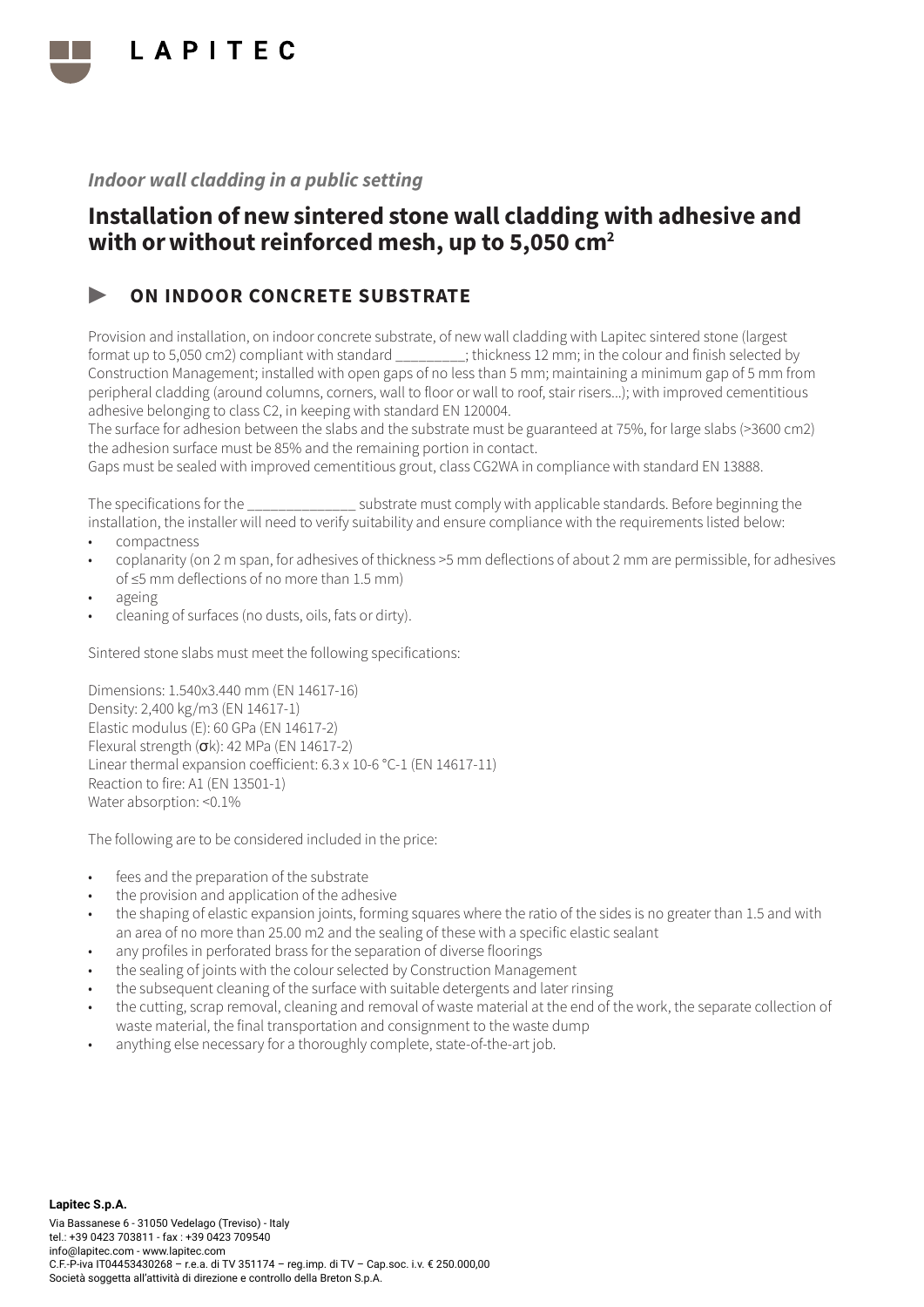*Indoor wall cladding in a public setting*

# Installation of new sintered stone wall cladding with adhesive and with or without reinforced mesh, up to 5,050 cm²

## ► ON INDOOR CONCRETE SUBSTRATE

Provision and installation, on indoor concrete substrate, of new wall cladding with Lapitec sintered stone (largest format up to 5,050 cm2) compliant with standard _________; thickness 12 mm; in the colour and finish selected by Construction Management; installed with open gaps of no less than 5 mm; maintaining a minimum gap of 5 mm from peripheral cladding (around columns, corners, wall to floor or wall to roof, stair risers...); with improved cementitious adhesive belonging to class C2, in keeping with standard EN 120004.
The surface for adhesion between the slabs and the substrate must be guaranteed at 75%, for large slabs (>3600 cm2) the adhesion surface must be 85% and the remaining portion in contact.
Gaps must be sealed with improved cementitious grout, class CG2WA in compliance with standard EN 13888.

The specifications for the ______________ substrate must comply with applicable standards. Before beginning the installation, the installer will need to verify suitability and ensure compliance with the requirements listed below:

- compactness
- coplanarity (on 2 m span, for adhesives of thickness >5 mm deflections of about 2 mm are permissible, for adhesives of ≤5 mm deflections of no more than 1.5 mm)
- ageing
- cleaning of surfaces (no dusts, oils, fats or dirty).

Sintered stone slabs must meet the following specifications:

Dimensions: 1.540x3.440 mm (EN 14617-16)
Density: 2,400 kg/m3 (EN 14617-1)
Elastic modulus (E): 60 GPa (EN 14617-2)
Flexural strength (σk): 42 MPa (EN 14617-2)
Linear thermal expansion coefficient: 6.3 x 10-6 °C-1 (EN 14617-11)
Reaction to fire: A1 (EN 13501-1)
Water absorption: <0.1%

The following are to be considered included in the price:

- fees and the preparation of the substrate
- the provision and application of the adhesive
- the shaping of elastic expansion joints, forming squares where the ratio of the sides is no greater than 1.5 and with an area of no more than 25.00 m2 and the sealing of these with a specific elastic sealant
- any profiles in perforated brass for the separation of diverse floorings
- the sealing of joints with the colour selected by Construction Management
- the subsequent cleaning of the surface with suitable detergents and later rinsing
- the cutting, scrap removal, cleaning and removal of waste material at the end of the work, the separate collection of waste material, the final transportation and consignment to the waste dump
- anything else necessary for a thoroughly complete, state-of-the-art job.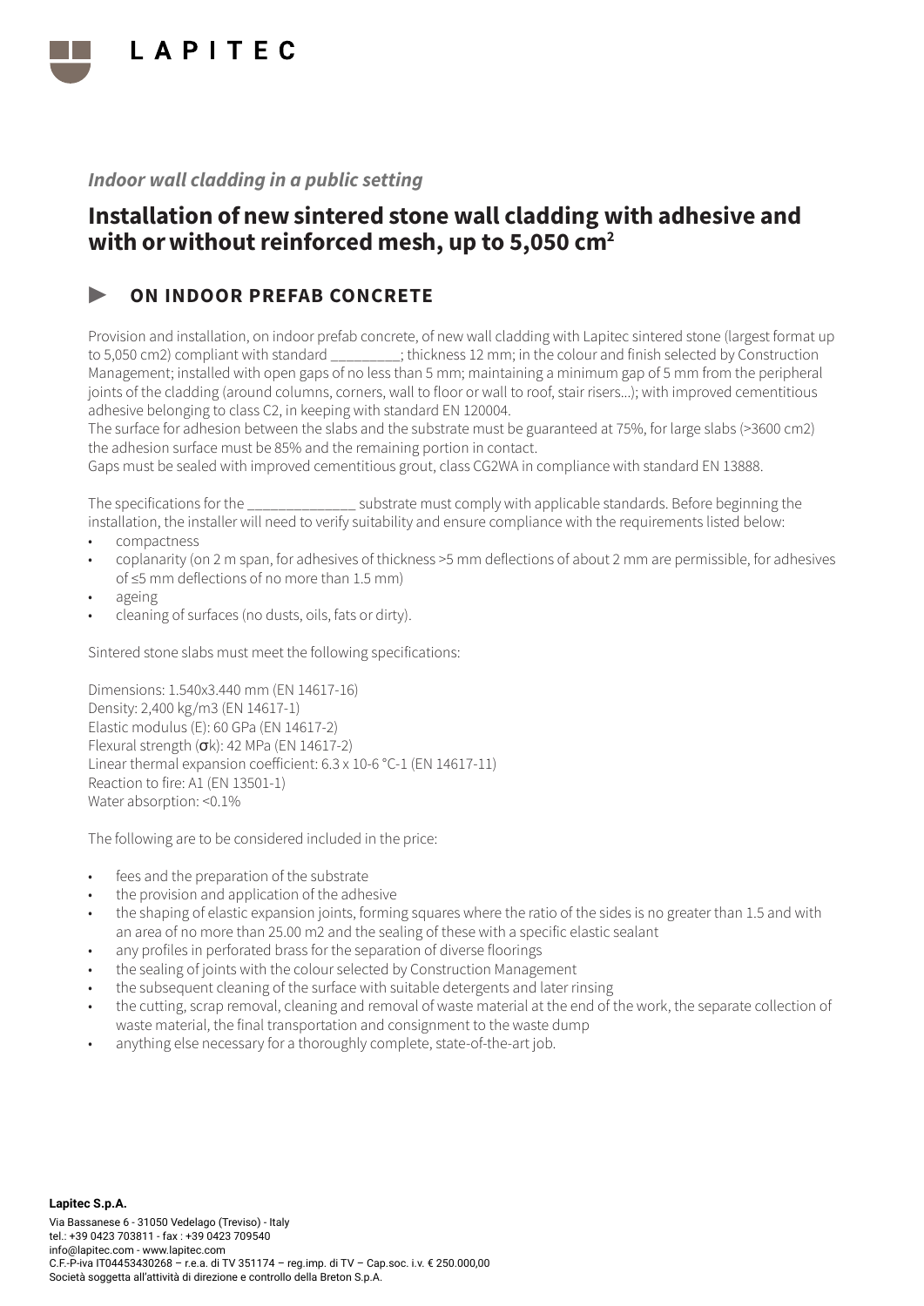*Indoor wall cladding in a public setting*

# Installation of new sintered stone wall cladding with adhesive and with or without reinforced mesh, up to 5,050 cm²

## ▶ ON INDOOR PREFAB CONCRETE

Provision and installation, on indoor prefab concrete, of new wall cladding with Lapitec sintered stone (largest format up to 5,050 cm2) compliant with standard _________; thickness 12 mm; in the colour and finish selected by Construction Management; installed with open gaps of no less than 5 mm; maintaining a minimum gap of 5 mm from the peripheral joints of the cladding (around columns, corners, wall to floor or wall to roof, stair risers...); with improved cementitious adhesive belonging to class C2, in keeping with standard EN 120004.
The surface for adhesion between the slabs and the substrate must be guaranteed at 75%, for large slabs (>3600 cm2) the adhesion surface must be 85% and the remaining portion in contact.
Gaps must be sealed with improved cementitious grout, class CG2WA in compliance with standard EN 13888.

The specifications for the ______________ substrate must comply with applicable standards. Before beginning the installation, the installer will need to verify suitability and ensure compliance with the requirements listed below:

- compactness
- coplanarity (on 2 m span, for adhesives of thickness >5 mm deflections of about 2 mm are permissible, for adhesives of ≤5 mm deflections of no more than 1.5 mm)
- ageing
- cleaning of surfaces (no dusts, oils, fats or dirty).

Sintered stone slabs must meet the following specifications:

Dimensions: 1.540x3.440 mm (EN 14617-16)
Density: 2,400 kg/m3 (EN 14617-1)
Elastic modulus (E): 60 GPa (EN 14617-2)
Flexural strength (σk): 42 MPa (EN 14617-2)
Linear thermal expansion coefficient: 6.3 x 10-6 °C-1 (EN 14617-11)
Reaction to fire: A1 (EN 13501-1)
Water absorption: <0.1%

The following are to be considered included in the price:

- fees and the preparation of the substrate
- the provision and application of the adhesive
- the shaping of elastic expansion joints, forming squares where the ratio of the sides is no greater than 1.5 and with an area of no more than 25.00 m2 and the sealing of these with a specific elastic sealant
- any profiles in perforated brass for the separation of diverse floorings
- the sealing of joints with the colour selected by Construction Management
- the subsequent cleaning of the surface with suitable detergents and later rinsing
- the cutting, scrap removal, cleaning and removal of waste material at the end of the work, the separate collection of waste material, the final transportation and consignment to the waste dump
- anything else necessary for a thoroughly complete, state-of-the-art job.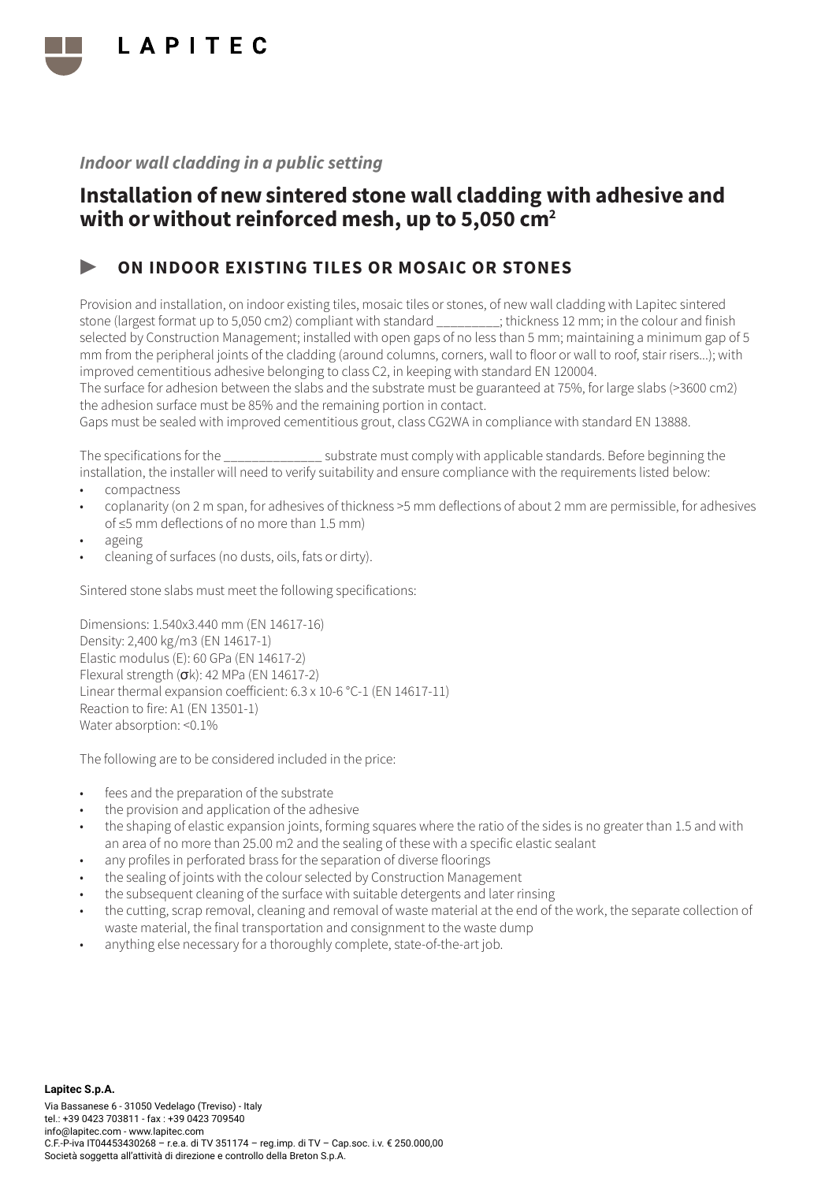*Indoor wall cladding in a public setting*

# Installation of new sintered stone wall cladding with adhesive and with or without reinforced mesh, up to 5,050 cm²

## ▶ ON INDOOR EXISTING TILES OR MOSAIC OR STONES

Provision and installation, on indoor existing tiles, mosaic tiles or stones, of new wall cladding with Lapitec sintered stone (largest format up to 5,050 cm2) compliant with standard _________; thickness 12 mm; in the colour and finish selected by Construction Management; installed with open gaps of no less than 5 mm; maintaining a minimum gap of 5 mm from the peripheral joints of the cladding (around columns, corners, wall to floor or wall to roof, stair risers...); with improved cementitious adhesive belonging to class C2, in keeping with standard EN 120004.
The surface for adhesion between the slabs and the substrate must be guaranteed at 75%, for large slabs (>3600 cm2) the adhesion surface must be 85% and the remaining portion in contact.
Gaps must be sealed with improved cementitious grout, class CG2WA in compliance with standard EN 13888.

The specifications for the ______________ substrate must comply with applicable standards. Before beginning the installation, the installer will need to verify suitability and ensure compliance with the requirements listed below:

- compactness
- coplanarity (on 2 m span, for adhesives of thickness >5 mm deflections of about 2 mm are permissible, for adhesives of ≤5 mm deflections of no more than 1.5 mm)
- ageing
- cleaning of surfaces (no dusts, oils, fats or dirty).

Sintered stone slabs must meet the following specifications:

Dimensions: 1.540x3.440 mm (EN 14617-16)
Density: 2,400 kg/m3 (EN 14617-1)
Elastic modulus (E): 60 GPa (EN 14617-2)
Flexural strength (σk): 42 MPa (EN 14617-2)
Linear thermal expansion coefficient: 6.3 x 10-6 °C-1 (EN 14617-11)
Reaction to fire: A1 (EN 13501-1)
Water absorption: <0.1%

The following are to be considered included in the price:

- fees and the preparation of the substrate
- the provision and application of the adhesive
- the shaping of elastic expansion joints, forming squares where the ratio of the sides is no greater than 1.5 and with an area of no more than 25.00 m2 and the sealing of these with a specific elastic sealant
- any profiles in perforated brass for the separation of diverse floorings
- the sealing of joints with the colour selected by Construction Management
- the subsequent cleaning of the surface with suitable detergents and later rinsing
- the cutting, scrap removal, cleaning and removal of waste material at the end of the work, the separate collection of waste material, the final transportation and consignment to the waste dump
- anything else necessary for a thoroughly complete, state-of-the-art job.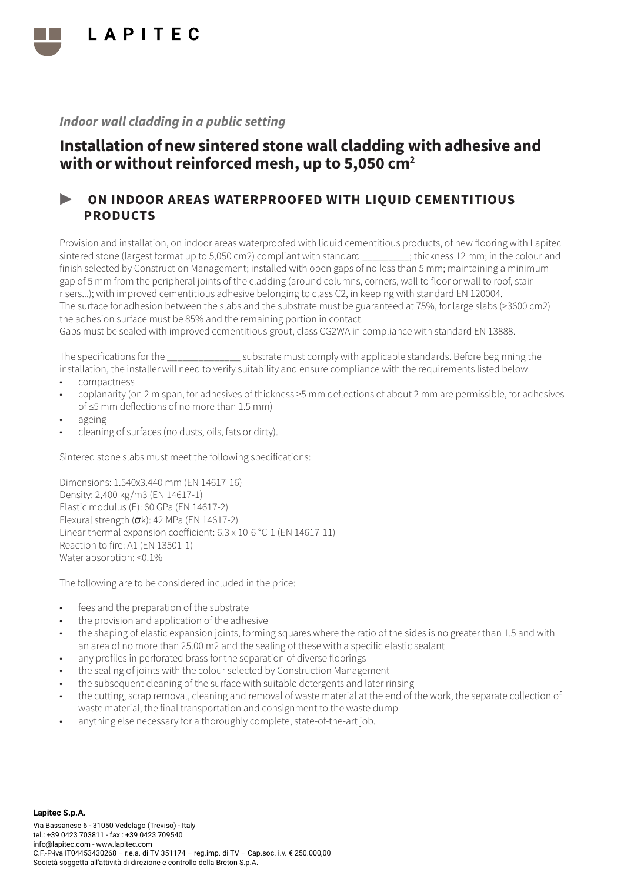*Indoor wall cladding in a public setting*

# Installation of new sintered stone wall cladding with adhesive and with or without reinforced mesh, up to 5,050 cm²

## ► ON INDOOR AREAS WATERPROOFED WITH LIQUID CEMENTITIOUS PRODUCTS

Provision and installation, on indoor areas waterproofed with liquid cementitious products, of new flooring with Lapitec sintered stone (largest format up to 5,050 cm2) compliant with standard _________; thickness 12 mm; in the colour and finish selected by Construction Management; installed with open gaps of no less than 5 mm; maintaining a minimum gap of 5 mm from the peripheral joints of the cladding (around columns, corners, wall to floor or wall to roof, stair risers...); with improved cementitious adhesive belonging to class C2, in keeping with standard EN 120004.
The surface for adhesion between the slabs and the substrate must be guaranteed at 75%, for large slabs (>3600 cm2) the adhesion surface must be 85% and the remaining portion in contact.
Gaps must be sealed with improved cementitious grout, class CG2WA in compliance with standard EN 13888.

The specifications for the ______________ substrate must comply with applicable standards. Before beginning the installation, the installer will need to verify suitability and ensure compliance with the requirements listed below:

- compactness
- coplanarity (on 2 m span, for adhesives of thickness >5 mm deflections of about 2 mm are permissible, for adhesives of ≤5 mm deflections of no more than 1.5 mm)
- ageing
- cleaning of surfaces (no dusts, oils, fats or dirty).

Sintered stone slabs must meet the following specifications:

Dimensions: 1.540x3.440 mm (EN 14617-16)
Density: 2,400 kg/m3 (EN 14617-1)
Elastic modulus (E): 60 GPa (EN 14617-2)
Flexural strength ($\sigma$k): 42 MPa (EN 14617-2)
Linear thermal expansion coefficient: 6.3 x 10-6 °C-1 (EN 14617-11)
Reaction to fire: A1 (EN 13501-1)
Water absorption: <0.1%

The following are to be considered included in the price:

- fees and the preparation of the substrate
- the provision and application of the adhesive
- the shaping of elastic expansion joints, forming squares where the ratio of the sides is no greater than 1.5 and with an area of no more than 25.00 m2 and the sealing of these with a specific elastic sealant
- any profiles in perforated brass for the separation of diverse floorings
- the sealing of joints with the colour selected by Construction Management
- the subsequent cleaning of the surface with suitable detergents and later rinsing
- the cutting, scrap removal, cleaning and removal of waste material at the end of the work, the separate collection of waste material, the final transportation and consignment to the waste dump
- anything else necessary for a thoroughly complete, state-of-the-art job.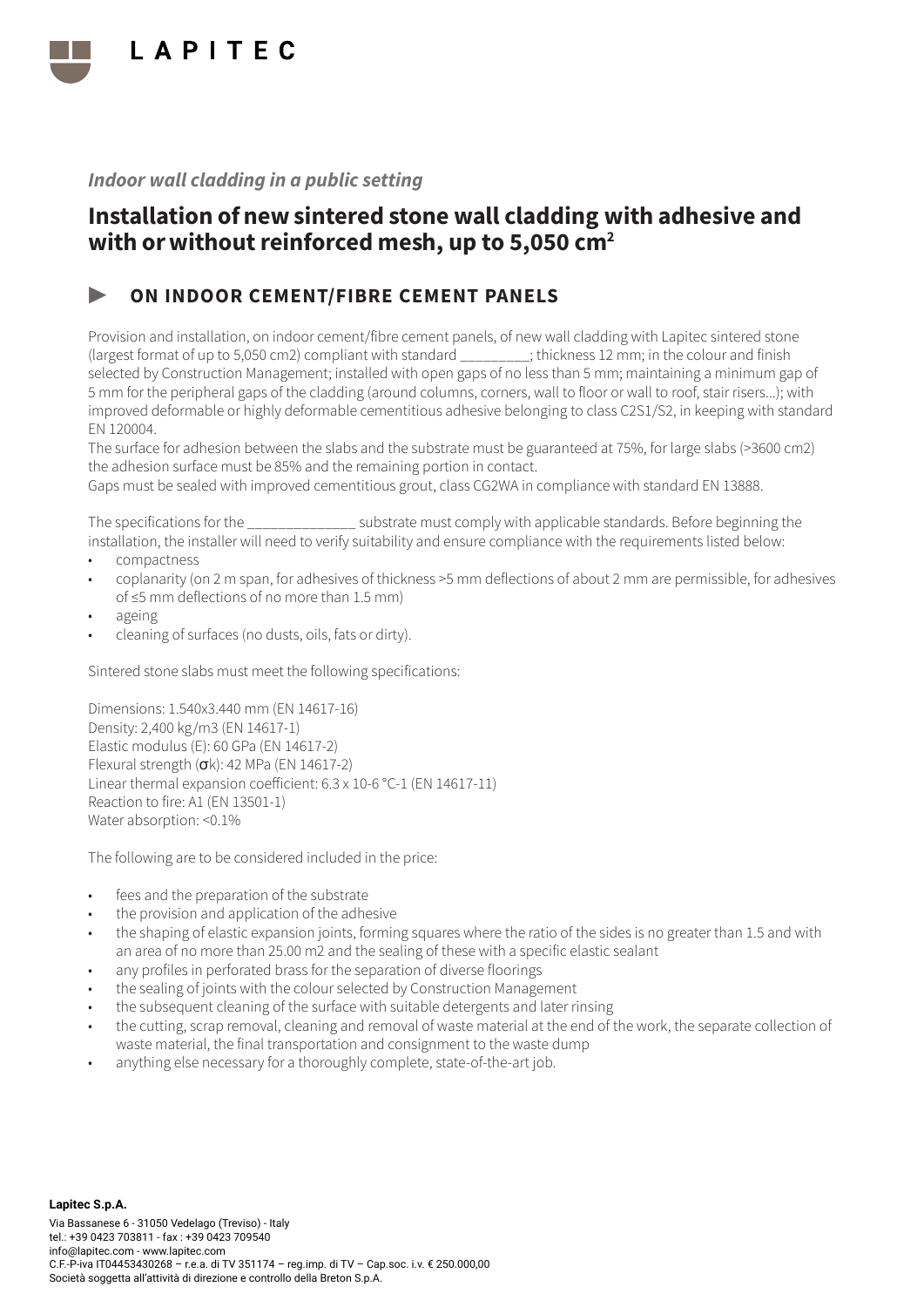LAPITEC

*Indoor wall cladding in a public setting*

# Installation of new sintered stone wall cladding with adhesive and with or without reinforced mesh, up to 5,050 cm²

## ► ON INDOOR CEMENT/FIBRE CEMENT PANELS

Provision and installation, on indoor cement/fibre cement panels, of new wall cladding with Lapitec sintered stone (largest format of up to 5,050 cm2) compliant with standard _________; thickness 12 mm; in the colour and finish selected by Construction Management; installed with open gaps of no less than 5 mm; maintaining a minimum gap of 5 mm for the peripheral gaps of the cladding (around columns, corners, wall to floor or wall to roof, stair risers...); with improved deformable or highly deformable cementitious adhesive belonging to class C2S1/S2, in keeping with standard EN 120004.

The surface for adhesion between the slabs and the substrate must be guaranteed at 75%, for large slabs (>3600 cm2) the adhesion surface must be 85% and the remaining portion in contact.

Gaps must be sealed with improved cementitious grout, class CG2WA in compliance with standard EN 13888.

The specifications for the ______________ substrate must comply with applicable standards. Before beginning the installation, the installer will need to verify suitability and ensure compliance with the requirements listed below:

- compactness
- coplanarity (on 2 m span, for adhesives of thickness >5 mm deflections of about 2 mm are permissible, for adhesives of ≤5 mm deflections of no more than 1.5 mm)
- ageing
- cleaning of surfaces (no dusts, oils, fats or dirty).

Sintered stone slabs must meet the following specifications:

Dimensions: 1.540x3.440 mm (EN 14617-16)
Density: 2,400 kg/m3 (EN 14617-1)
Elastic modulus (E): 60 GPa (EN 14617-2)
Flexural strength ($\sigma$k): 42 MPa (EN 14617-2)
Linear thermal expansion coefficient: 6.3 x 10-6 °C-1 (EN 14617-11)
Reaction to fire: A1 (EN 13501-1)
Water absorption: <0.1%

The following are to be considered included in the price:

- fees and the preparation of the substrate
- the provision and application of the adhesive
- the shaping of elastic expansion joints, forming squares where the ratio of the sides is no greater than 1.5 and with an area of no more than 25.00 m2 and the sealing of these with a specific elastic sealant
- any profiles in perforated brass for the separation of diverse floorings
- the sealing of joints with the colour selected by Construction Management
- the subsequent cleaning of the surface with suitable detergents and later rinsing
- the cutting, scrap removal, cleaning and removal of waste material at the end of the work, the separate collection of waste material, the final transportation and consignment to the waste dump
- anything else necessary for a thoroughly complete, state-of-the-art job.

**Lapitec S.p.A.**
Via Bassanese 6 - 31050 Vedelago (Treviso) - Italy
tel.: +39 0423 703811 - fax : +39 0423 709540
info@lapitec.com - www.lapitec.com
C.F.-P-iva IT04453430268 – r.e.a. di TV 351174 – reg.imp. di TV – Cap.soc. i.v. € 250.000,00
Società soggetta all'attività di direzione e controllo della Breton S.p.A.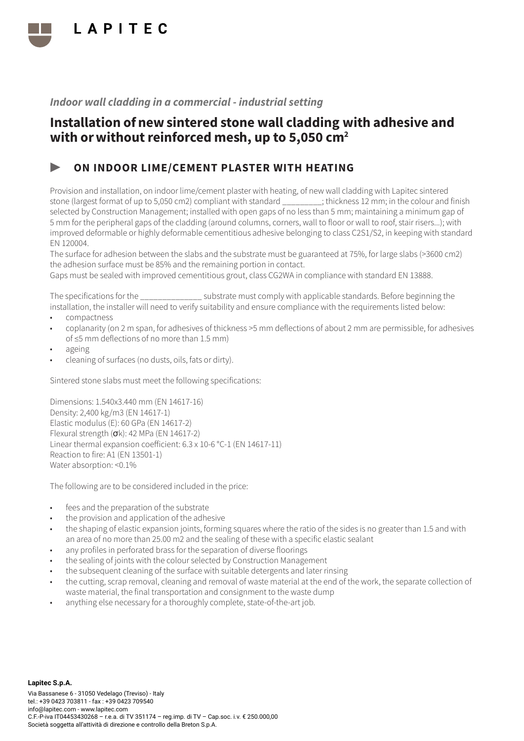*Indoor wall cladding in a commercial - industrial setting*

# Installation of new sintered stone wall cladding with adhesive and with or without reinforced mesh, up to 5,050 cm²

## ► ON INDOOR LIME/CEMENT PLASTER WITH HEATING

Provision and installation, on indoor lime/cement plaster with heating, of new wall cladding with Lapitec sintered stone (largest format of up to 5,050 cm2) compliant with standard _________; thickness 12 mm; in the colour and finish selected by Construction Management; installed with open gaps of no less than 5 mm; maintaining a minimum gap of 5 mm for the peripheral gaps of the cladding (around columns, corners, wall to floor or wall to roof, stair risers…); with improved deformable or highly deformable cementitious adhesive belonging to class C2S1/S2, in keeping with standard EN 120004.

The surface for adhesion between the slabs and the substrate must be guaranteed at 75%, for large slabs (>3600 cm2) the adhesion surface must be 85% and the remaining portion in contact.

Gaps must be sealed with improved cementitious grout, class CG2WA in compliance with standard EN 13888.

The specifications for the ______________ substrate must comply with applicable standards. Before beginning the installation, the installer will need to verify suitability and ensure compliance with the requirements listed below:

- compactness
- coplanarity (on 2 m span, for adhesives of thickness >5 mm deflections of about 2 mm are permissible, for adhesives of ≤5 mm deflections of no more than 1.5 mm)
- ageing
- cleaning of surfaces (no dusts, oils, fats or dirty).

Sintered stone slabs must meet the following specifications:

Dimensions: 1.540x3.440 mm (EN 14617-16)
Density: 2,400 kg/m3 (EN 14617-1)
Elastic modulus (E): 60 GPa (EN 14617-2)
Flexural strength (σk): 42 MPa (EN 14617-2)
Linear thermal expansion coefficient: 6.3 x 10-6 °C-1 (EN 14617-11)
Reaction to fire: A1 (EN 13501-1)
Water absorption: <0.1%

The following are to be considered included in the price:

- fees and the preparation of the substrate
- the provision and application of the adhesive
- the shaping of elastic expansion joints, forming squares where the ratio of the sides is no greater than 1.5 and with an area of no more than 25.00 m2 and the sealing of these with a specific elastic sealant
- any profiles in perforated brass for the separation of diverse floorings
- the sealing of joints with the colour selected by Construction Management
- the subsequent cleaning of the surface with suitable detergents and later rinsing
- the cutting, scrap removal, cleaning and removal of waste material at the end of the work, the separate collection of waste material, the final transportation and consignment to the waste dump
- anything else necessary for a thoroughly complete, state-of-the-art job.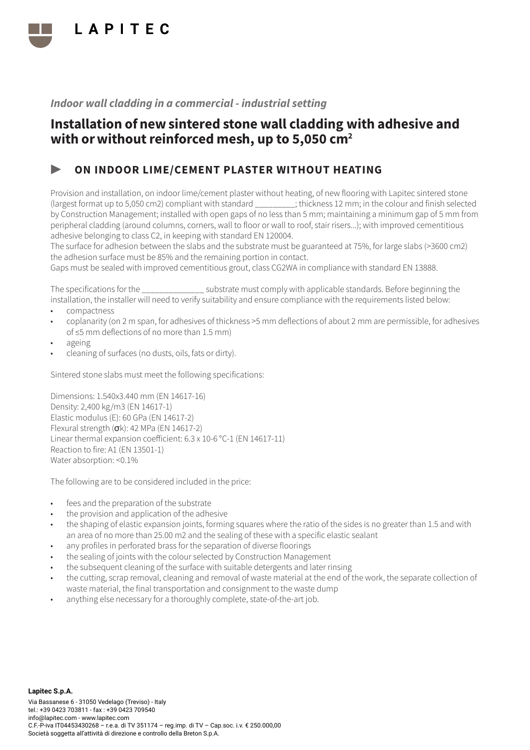# LAPITEC

*Indoor wall cladding in a commercial - industrial setting*

## Installation of new sintered stone wall cladding with adhesive and with or without reinforced mesh, up to 5,050 cm²

### ► ON INDOOR LIME/CEMENT PLASTER WITHOUT HEATING

Provision and installation, on indoor lime/cement plaster without heating, of new flooring with Lapitec sintered stone (largest format up to 5,050 cm2) compliant with standard _________; thickness 12 mm; in the colour and finish selected by Construction Management; installed with open gaps of no less than 5 mm; maintaining a minimum gap of 5 mm from peripheral cladding (around columns, corners, wall to floor or wall to roof, stair risers...); with improved cementitious adhesive belonging to class C2, in keeping with standard EN 120004.
The surface for adhesion between the slabs and the substrate must be guaranteed at 75%, for large slabs (>3600 cm2) the adhesion surface must be 85% and the remaining portion in contact.
Gaps must be sealed with improved cementitious grout, class CG2WA in compliance with standard EN 13888.

The specifications for the ______________ substrate must comply with applicable standards. Before beginning the installation, the installer will need to verify suitability and ensure compliance with the requirements listed below:

- compactness
- coplanarity (on 2 m span, for adhesives of thickness >5 mm deflections of about 2 mm are permissible, for adhesives of ≤5 mm deflections of no more than 1.5 mm)
- ageing
- cleaning of surfaces (no dusts, oils, fats or dirty).

Sintered stone slabs must meet the following specifications:

Dimensions: 1.540x3.440 mm (EN 14617-16)
Density: 2,400 kg/m3 (EN 14617-1)
Elastic modulus (E): 60 GPa (EN 14617-2)
Flexural strength (σk): 42 MPa (EN 14617-2)
Linear thermal expansion coefficient: 6.3 x 10-6 °C-1 (EN 14617-11)
Reaction to fire: A1 (EN 13501-1)
Water absorption: <0.1%

The following are to be considered included in the price:

- fees and the preparation of the substrate
- the provision and application of the adhesive
- the shaping of elastic expansion joints, forming squares where the ratio of the sides is no greater than 1.5 and with an area of no more than 25.00 m2 and the sealing of these with a specific elastic sealant
- any profiles in perforated brass for the separation of diverse floorings
- the sealing of joints with the colour selected by Construction Management
- the subsequent cleaning of the surface with suitable detergents and later rinsing
- the cutting, scrap removal, cleaning and removal of waste material at the end of the work, the separate collection of waste material, the final transportation and consignment to the waste dump
- anything else necessary for a thoroughly complete, state-of-the-art job.

**Lapitec S.p.A.**
Via Bassanese 6 - 31050 Vedelago (Treviso) - Italy
tel.: +39 0423 703811 - fax : +39 0423 709540
info@lapitec.com - www.lapitec.com
C.F.-P.iva IT04453430268 – r.e.a. di TV 351174 – reg.imp. di TV – Cap.soc. i.v. € 250.000,00
Società soggetta all'attività di direzione e controllo della Breton S.p.A.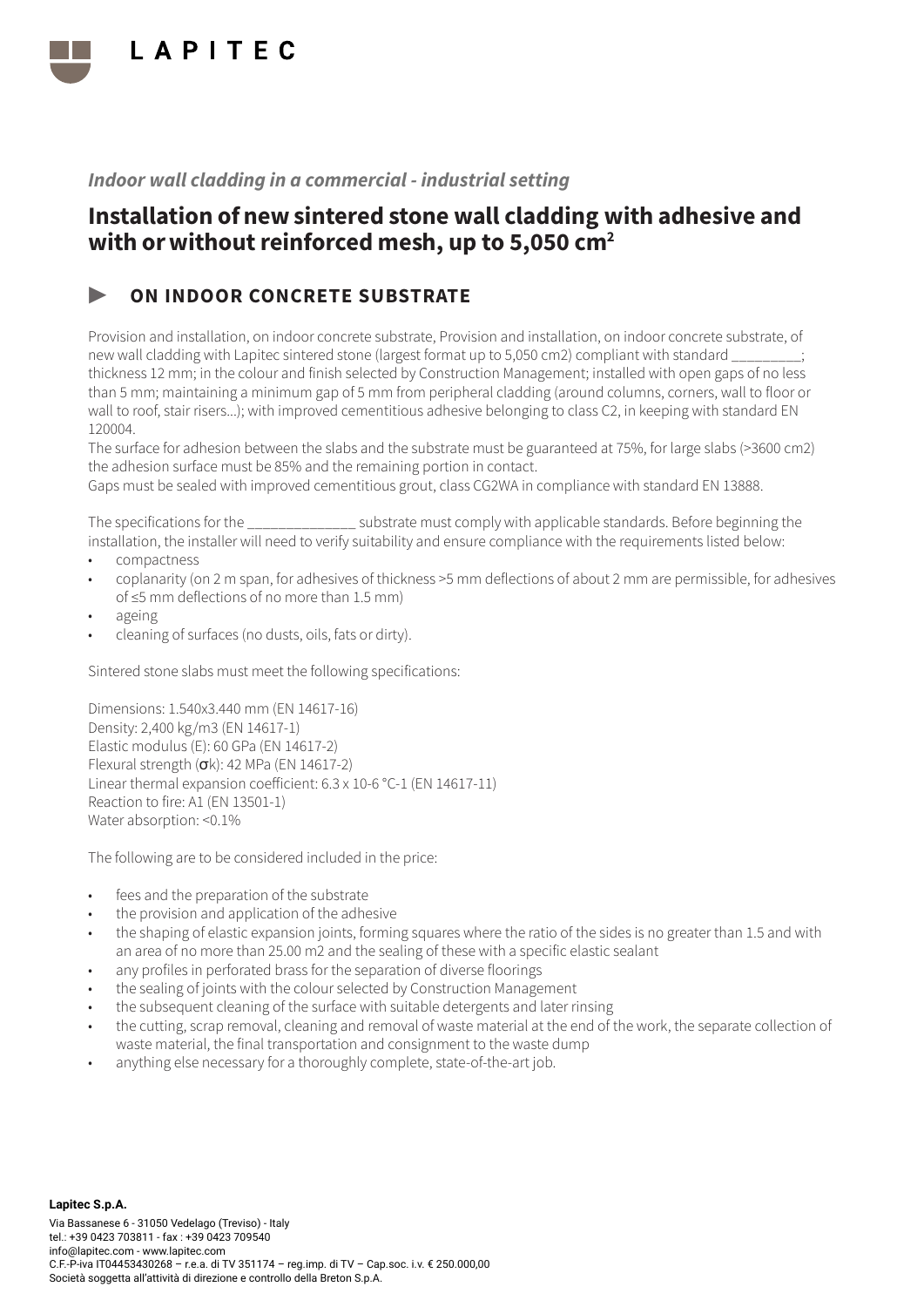*Indoor wall cladding in a commercial - industrial setting*

# Installation of new sintered stone wall cladding with adhesive and with or without reinforced mesh, up to 5,050 cm²

## ON INDOOR CONCRETE SUBSTRATE

Provision and installation, on indoor concrete substrate, Provision and installation, on indoor concrete substrate, of new wall cladding with Lapitec sintered stone (largest format up to 5,050 cm2) compliant with standard _________; thickness 12 mm; in the colour and finish selected by Construction Management; installed with open gaps of no less than 5 mm; maintaining a minimum gap of 5 mm from peripheral cladding (around columns, corners, wall to floor or wall to roof, stair risers...); with improved cementitious adhesive belonging to class C2, in keeping with standard EN 120004.

The surface for adhesion between the slabs and the substrate must be guaranteed at 75%, for large slabs (>3600 cm2) the adhesion surface must be 85% and the remaining portion in contact.

Gaps must be sealed with improved cementitious grout, class CG2WA in compliance with standard EN 13888.

The specifications for the ______________ substrate must comply with applicable standards. Before beginning the installation, the installer will need to verify suitability and ensure compliance with the requirements listed below:

- compactness
- coplanarity (on 2 m span, for adhesives of thickness >5 mm deflections of about 2 mm are permissible, for adhesives of ≤5 mm deflections of no more than 1.5 mm)
- ageing
- cleaning of surfaces (no dusts, oils, fats or dirty).

Sintered stone slabs must meet the following specifications:

Dimensions: 1.540x3.440 mm (EN 14617-16)
Density: 2,400 kg/m3 (EN 14617-1)
Elastic modulus (E): 60 GPa (EN 14617-2)
Flexural strength (σk): 42 MPa (EN 14617-2)
Linear thermal expansion coefficient: 6.3 x 10-6 °C-1 (EN 14617-11)
Reaction to fire: A1 (EN 13501-1)
Water absorption: <0.1%

The following are to be considered included in the price:

- fees and the preparation of the substrate
- the provision and application of the adhesive
- the shaping of elastic expansion joints, forming squares where the ratio of the sides is no greater than 1.5 and with an area of no more than 25.00 m2 and the sealing of these with a specific elastic sealant
- any profiles in perforated brass for the separation of diverse floorings
- the sealing of joints with the colour selected by Construction Management
- the subsequent cleaning of the surface with suitable detergents and later rinsing
- the cutting, scrap removal, cleaning and removal of waste material at the end of the work, the separate collection of waste material, the final transportation and consignment to the waste dump
- anything else necessary for a thoroughly complete, state-of-the-art job.

**Lapitec S.p.A.**
Via Bassanese 6 - 31050 Vedelago (Treviso) - Italy
tel.: +39 0423 703811 - fax : +39 0423 709540
info@lapitec.com - www.lapitec.com
C.F.-P-iva IT04453430268 – r.e.a. di TV 351174 – reg.imp. di TV – Cap.soc. i.v. € 250.000,00
Società soggetta all'attività di direzione e controllo della Breton S.p.A.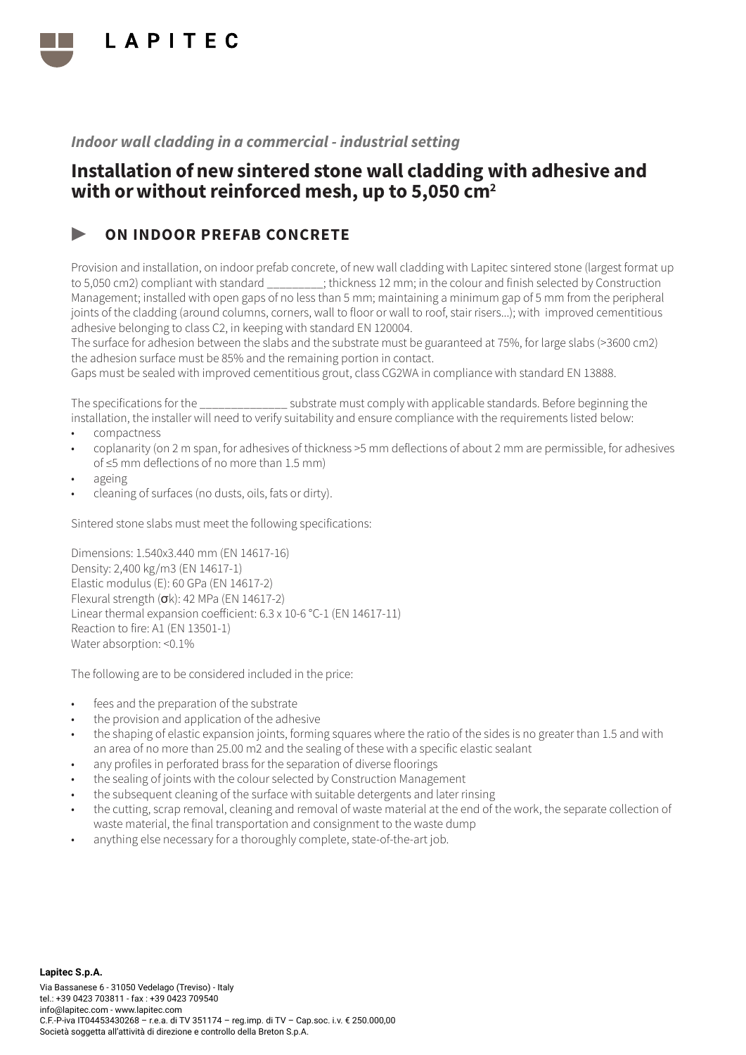*Indoor wall cladding in a commercial - industrial setting*

# Installation of new sintered stone wall cladding with adhesive and with or without reinforced mesh, up to 5,050 cm²

## ► ON INDOOR PREFAB CONCRETE

Provision and installation, on indoor prefab concrete, of new wall cladding with Lapitec sintered stone (largest format up to 5,050 cm2) compliant with standard _________; thickness 12 mm; in the colour and finish selected by Construction Management; installed with open gaps of no less than 5 mm; maintaining a minimum gap of 5 mm from the peripheral joints of the cladding (around columns, corners, wall to floor or wall to roof, stair risers...); with improved cementitious adhesive belonging to class C2, in keeping with standard EN 120004.
The surface for adhesion between the slabs and the substrate must be guaranteed at 75%, for large slabs (>3600 cm2) the adhesion surface must be 85% and the remaining portion in contact.
Gaps must be sealed with improved cementitious grout, class CG2WA in compliance with standard EN 13888.

The specifications for the ______________ substrate must comply with applicable standards. Before beginning the installation, the installer will need to verify suitability and ensure compliance with the requirements listed below:

- compactness
- coplanarity (on 2 m span, for adhesives of thickness >5 mm deflections of about 2 mm are permissible, for adhesives of ≤5 mm deflections of no more than 1.5 mm)
- ageing
- cleaning of surfaces (no dusts, oils, fats or dirty).

Sintered stone slabs must meet the following specifications:

Dimensions: 1.540x3.440 mm (EN 14617-16)
Density: 2,400 kg/m3 (EN 14617-1)
Elastic modulus (E): 60 GPa (EN 14617-2)
Flexural strength ($\sigma$k): 42 MPa (EN 14617-2)
Linear thermal expansion coefficient: 6.3 x 10-6 °C-1 (EN 14617-11)
Reaction to fire: A1 (EN 13501-1)
Water absorption: <0.1%

The following are to be considered included in the price:

- fees and the preparation of the substrate
- the provision and application of the adhesive
- the shaping of elastic expansion joints, forming squares where the ratio of the sides is no greater than 1.5 and with an area of no more than 25.00 m2 and the sealing of these with a specific elastic sealant
- any profiles in perforated brass for the separation of diverse floorings
- the sealing of joints with the colour selected by Construction Management
- the subsequent cleaning of the surface with suitable detergents and later rinsing
- the cutting, scrap removal, cleaning and removal of waste material at the end of the work, the separate collection of waste material, the final transportation and consignment to the waste dump
- anything else necessary for a thoroughly complete, state-of-the-art job.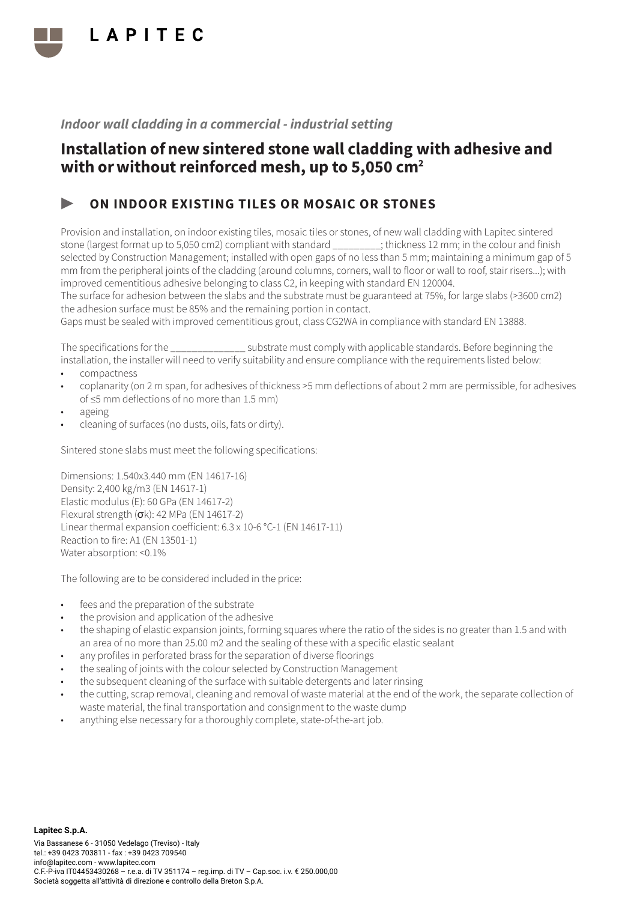*Indoor wall cladding in a commercial - industrial setting*

# Installation of new sintered stone wall cladding with adhesive and with or without reinforced mesh, up to 5,050 cm²

## ▶ ON INDOOR EXISTING TILES OR MOSAIC OR STONES

Provision and installation, on indoor existing tiles, mosaic tiles or stones, of new wall cladding with Lapitec sintered stone (largest format up to 5,050 cm2) compliant with standard _________; thickness 12 mm; in the colour and finish selected by Construction Management; installed with open gaps of no less than 5 mm; maintaining a minimum gap of 5 mm from the peripheral joints of the cladding (around columns, corners, wall to floor or wall to roof, stair risers...); with improved cementitious adhesive belonging to class C2, in keeping with standard EN 120004.
The surface for adhesion between the slabs and the substrate must be guaranteed at 75%, for large slabs (>3600 cm2) the adhesion surface must be 85% and the remaining portion in contact.
Gaps must be sealed with improved cementitious grout, class CG2WA in compliance with standard EN 13888.

The specifications for the ______________ substrate must comply with applicable standards. Before beginning the installation, the installer will need to verify suitability and ensure compliance with the requirements listed below:

- compactness
- coplanarity (on 2 m span, for adhesives of thickness >5 mm deflections of about 2 mm are permissible, for adhesives of ≤5 mm deflections of no more than 1.5 mm)
- ageing
- cleaning of surfaces (no dusts, oils, fats or dirty).

Sintered stone slabs must meet the following specifications:

Dimensions: 1.540x3.440 mm (EN 14617-16)
Density: 2,400 kg/m3 (EN 14617-1)
Elastic modulus (E): 60 GPa (EN 14617-2)
Flexural strength (σk): 42 MPa (EN 14617-2)
Linear thermal expansion coefficient: 6.3 x 10-6 °C-1 (EN 14617-11)
Reaction to fire: A1 (EN 13501-1)
Water absorption: <0.1%

The following are to be considered included in the price:

- fees and the preparation of the substrate
- the provision and application of the adhesive
- the shaping of elastic expansion joints, forming squares where the ratio of the sides is no greater than 1.5 and with an area of no more than 25.00 m2 and the sealing of these with a specific elastic sealant
- any profiles in perforated brass for the separation of diverse floorings
- the sealing of joints with the colour selected by Construction Management
- the subsequent cleaning of the surface with suitable detergents and later rinsing
- the cutting, scrap removal, cleaning and removal of waste material at the end of the work, the separate collection of waste material, the final transportation and consignment to the waste dump
- anything else necessary for a thoroughly complete, state-of-the-art job.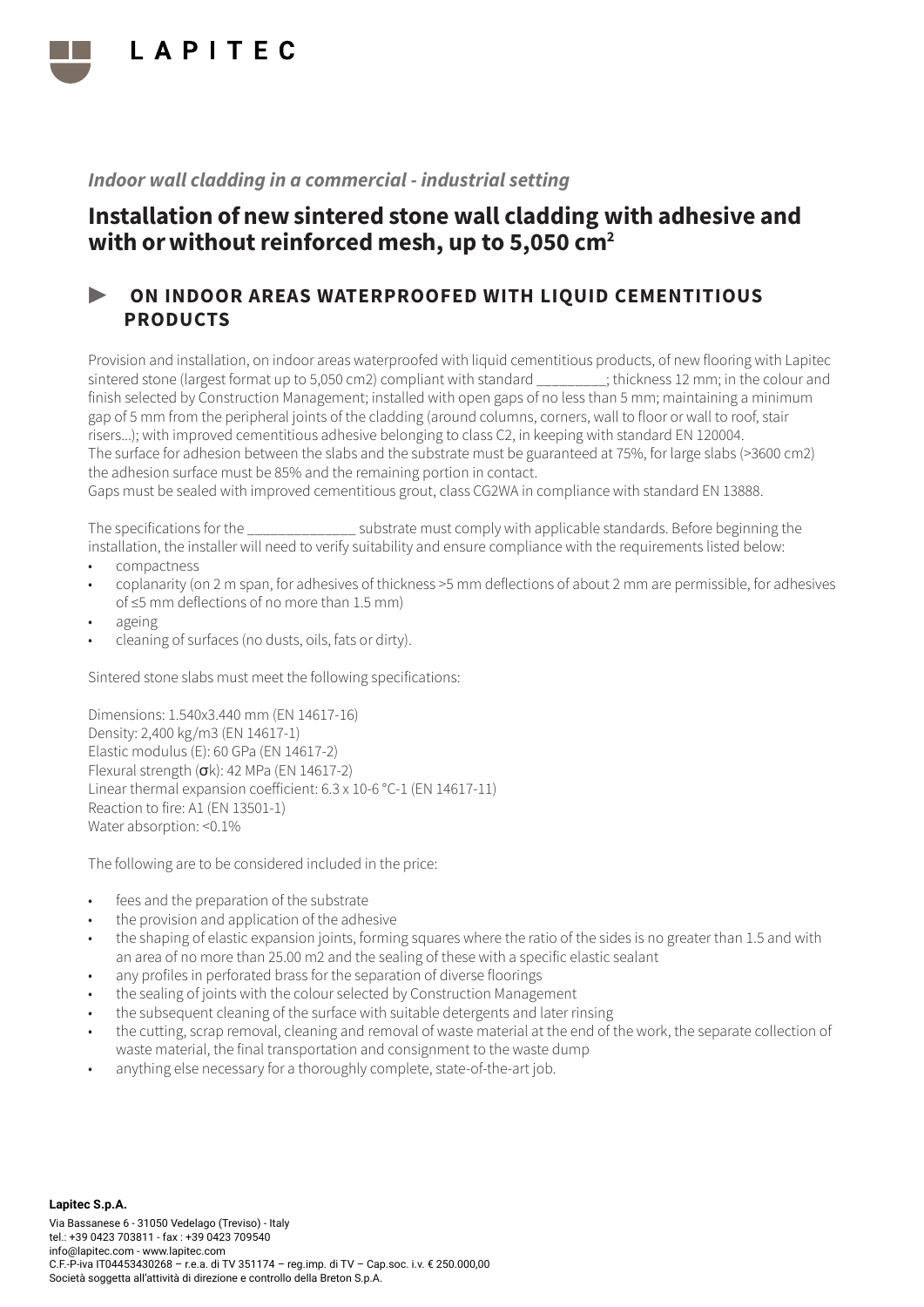*Indoor wall cladding in a commercial - industrial setting*

# Installation of new sintered stone wall cladding with adhesive and with or without reinforced mesh, up to 5,050 cm²

## ► ON INDOOR AREAS WATERPROOFED WITH LIQUID CEMENTITIOUS PRODUCTS

Provision and installation, on indoor areas waterproofed with liquid cementitious products, of new flooring with Lapitec sintered stone (largest format up to 5,050 cm2) compliant with standard _________; thickness 12 mm; in the colour and finish selected by Construction Management; installed with open gaps of no less than 5 mm; maintaining a minimum gap of 5 mm from the peripheral joints of the cladding (around columns, corners, wall to floor or wall to roof, stair risers...); with improved cementitious adhesive belonging to class C2, in keeping with standard EN 120004.
The surface for adhesion between the slabs and the substrate must be guaranteed at 75%, for large slabs (>3600 cm2) the adhesion surface must be 85% and the remaining portion in contact.
Gaps must be sealed with improved cementitious grout, class CG2WA in compliance with standard EN 13888.

The specifications for the ______________ substrate must comply with applicable standards. Before beginning the installation, the installer will need to verify suitability and ensure compliance with the requirements listed below:

- compactness
- coplanarity (on 2 m span, for adhesives of thickness >5 mm deflections of about 2 mm are permissible, for adhesives of ≤5 mm deflections of no more than 1.5 mm)
- ageing
- cleaning of surfaces (no dusts, oils, fats or dirty).

Sintered stone slabs must meet the following specifications:

Dimensions: 1.540x3.440 mm (EN 14617-16)
Density: 2,400 kg/m3 (EN 14617-1)
Elastic modulus (E): 60 GPa (EN 14617-2)
Flexural strength (σk): 42 MPa (EN 14617-2)
Linear thermal expansion coefficient: 6.3 x 10-6 °C-1 (EN 14617-11)
Reaction to fire: A1 (EN 13501-1)
Water absorption: <0.1%

The following are to be considered included in the price:

- fees and the preparation of the substrate
- the provision and application of the adhesive
- the shaping of elastic expansion joints, forming squares where the ratio of the sides is no greater than 1.5 and with an area of no more than 25.00 m2 and the sealing of these with a specific elastic sealant
- any profiles in perforated brass for the separation of diverse floorings
- the sealing of joints with the colour selected by Construction Management
- the subsequent cleaning of the surface with suitable detergents and later rinsing
- the cutting, scrap removal, cleaning and removal of waste material at the end of the work, the separate collection of waste material, the final transportation and consignment to the waste dump
- anything else necessary for a thoroughly complete, state-of-the-art job.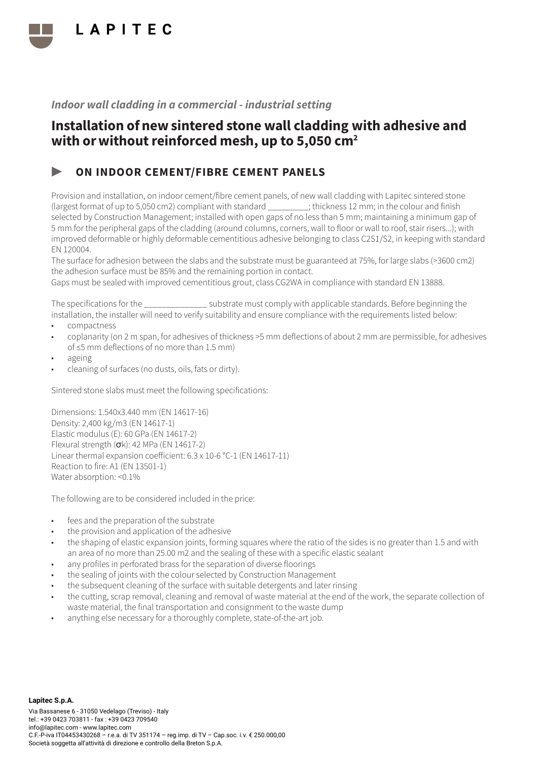LAPITEC

*Indoor wall cladding in a commercial - industrial setting*

# Installation of new sintered stone wall cladding with adhesive and with or without reinforced mesh, up to 5,050 cm²

## ▶ ON INDOOR CEMENT/FIBRE CEMENT PANELS

Provision and installation, on indoor cement/fibre cement panels, of new wall cladding with Lapitec sintered stone (largest format of up to 5,050 cm2) compliant with standard _________; thickness 12 mm; in the colour and finish selected by Construction Management; installed with open gaps of no less than 5 mm; maintaining a minimum gap of 5 mm for the peripheral gaps of the cladding (around columns, corners, wall to floor or wall to roof, stair risers...); with improved deformable or highly deformable cementitious adhesive belonging to class C2S1/S2, in keeping with standard EN 120004.

The surface for adhesion between the slabs and the substrate must be guaranteed at 75%, for large slabs (>3600 cm2) the adhesion surface must be 85% and the remaining portion in contact.

Gaps must be sealed with improved cementitious grout, class CG2WA in compliance with standard EN 13888.

The specifications for the ______________ substrate must comply with applicable standards. Before beginning the installation, the installer will need to verify suitability and ensure compliance with the requirements listed below:

- compactness
- coplanarity (on 2 m span, for adhesives of thickness >5 mm deflections of about 2 mm are permissible, for adhesives of ≤5 mm deflections of no more than 1.5 mm)
- ageing
- cleaning of surfaces (no dusts, oils, fats or dirty).

Sintered stone slabs must meet the following specifications:

Dimensions: 1.540x3.440 mm (EN 14617-16)
Density: 2,400 kg/m3 (EN 14617-1)
Elastic modulus (E): 60 GPa (EN 14617-2)
Flexural strength (σk): 42 MPa (EN 14617-2)
Linear thermal expansion coefficient: 6.3 x 10-6 °C-1 (EN 14617-11)
Reaction to fire: A1 (EN 13501-1)
Water absorption: <0.1%

The following are to be considered included in the price:

- fees and the preparation of the substrate
- the provision and application of the adhesive
- the shaping of elastic expansion joints, forming squares where the ratio of the sides is no greater than 1.5 and with an area of no more than 25.00 m2 and the sealing of these with a specific elastic sealant
- any profiles in perforated brass for the separation of diverse floorings
- the sealing of joints with the colour selected by Construction Management
- the subsequent cleaning of the surface with suitable detergents and later rinsing
- the cutting, scrap removal, cleaning and removal of waste material at the end of the work, the separate collection of waste material, the final transportation and consignment to the waste dump
- anything else necessary for a thoroughly complete, state-of-the-art job.

**Lapitec S.p.A.**
Via Bassanese 6 - 31050 Vedelago (Treviso) - Italy
tel.: +39 0423 703811 - fax : +39 0423 709540
info@lapitec.com - www.lapitec.com
C.F.-P.iva IT04453430268 – r.e.a. di TV 351174 – reg.imp. di TV – Cap.soc. i.v. € 250.000,00
Società soggetta all'attività di direzione e controllo della Breton S.p.A.